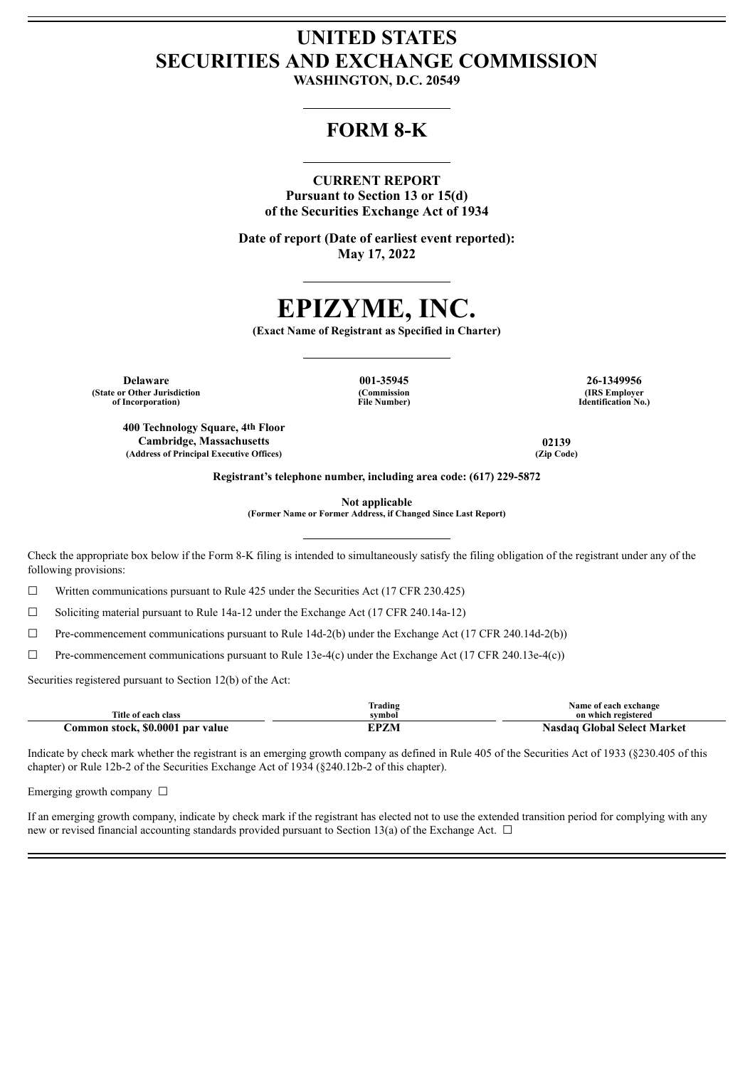# UNITED STATES SECURITIES AND EXCHANGE COMMISSION

**WASHINGTON, D.C. 20549**

## FORM 8-K

**CURRENT REPORT**
**Pursuant to Section 13 or 15(d)**
**of the Securities Exchange Act of 1934**

**Date of report (Date of earliest event reported):**
**May 17, 2022**

# EPIZYME, INC.

**(Exact Name of Registrant as Specified in Charter)**

| **Delaware** | **001-35945** | **26-1349956** |
|---|---|---|
| **(State or Other Jurisdiction of Incorporation)** | **(Commission File Number)** | **(IRS Employer Identification No.)** |

| **400 Technology Square, 4th Floor Cambridge, Massachusetts** | **02139** |
|---|---|
| **(Address of Principal Executive Offices)** | **(Zip Code)** |

**Registrant's telephone number, including area code: (617) 229-5872**

**Not applicable**
**(Former Name or Former Address, if Changed Since Last Report)**

Check the appropriate box below if the Form 8-K filing is intended to simultaneously satisfy the filing obligation of the registrant under any of the following provisions:

☐ Written communications pursuant to Rule 425 under the Securities Act (17 CFR 230.425)

☐ Soliciting material pursuant to Rule 14a-12 under the Exchange Act (17 CFR 240.14a-12)

☐ Pre-commencement communications pursuant to Rule 14d-2(b) under the Exchange Act (17 CFR 240.14d-2(b))

☐ Pre-commencement communications pursuant to Rule 13e-4(c) under the Exchange Act (17 CFR 240.13e-4(c))

Securities registered pursuant to Section 12(b) of the Act:

| Title of each class | Trading symbol | Name of each exchange on which registered |
|---|---|---|
| **Common stock, $0.0001 par value** | **EPZM** | **Nasdaq Global Select Market** |

Indicate by check mark whether the registrant is an emerging growth company as defined in Rule 405 of the Securities Act of 1933 (§230.405 of this chapter) or Rule 12b-2 of the Securities Exchange Act of 1934 (§240.12b-2 of this chapter).

Emerging growth company ☐

If an emerging growth company, indicate by check mark if the registrant has elected not to use the extended transition period for complying with any new or revised financial accounting standards provided pursuant to Section 13(a) of the Exchange Act. ☐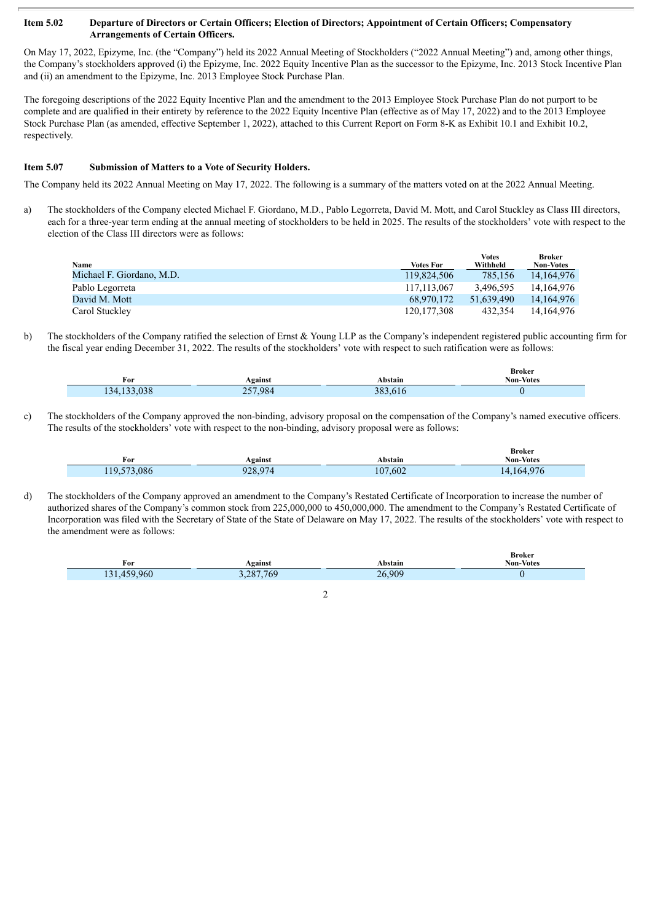**Item 5.02 Departure of Directors or Certain Officers; Election of Directors; Appointment of Certain Officers; Compensatory Arrangements of Certain Officers.**

On May 17, 2022, Epizyme, Inc. (the "Company") held its 2022 Annual Meeting of Stockholders ("2022 Annual Meeting") and, among other things, the Company's stockholders approved (i) the Epizyme, Inc. 2022 Equity Incentive Plan as the successor to the Epizyme, Inc. 2013 Stock Incentive Plan and (ii) an amendment to the Epizyme, Inc. 2013 Employee Stock Purchase Plan.

The foregoing descriptions of the 2022 Equity Incentive Plan and the amendment to the 2013 Employee Stock Purchase Plan do not purport to be complete and are qualified in their entirety by reference to the 2022 Equity Incentive Plan (effective as of May 17, 2022) and to the 2013 Employee Stock Purchase Plan (as amended, effective September 1, 2022), attached to this Current Report on Form 8-K as Exhibit 10.1 and Exhibit 10.2, respectively.

**Item 5.07 Submission of Matters to a Vote of Security Holders.**

The Company held its 2022 Annual Meeting on May 17, 2022. The following is a summary of the matters voted on at the 2022 Annual Meeting.

a) The stockholders of the Company elected Michael F. Giordano, M.D., Pablo Legorreta, David M. Mott, and Carol Stuckley as Class III directors, each for a three-year term ending at the annual meeting of stockholders to be held in 2025. The results of the stockholders' vote with respect to the election of the Class III directors were as follows:

| Name | Votes For | Votes Withheld | Broker Non-Votes |
|---|---|---|---|
| Michael F. Giordano, M.D. | 119,824,506 | 785,156 | 14,164,976 |
| Pablo Legorreta | 117,113,067 | 3,496,595 | 14,164,976 |
| David M. Mott | 68,970,172 | 51,639,490 | 14,164,976 |
| Carol Stuckley | 120,177,308 | 432,354 | 14,164,976 |

b) The stockholders of the Company ratified the selection of Ernst & Young LLP as the Company's independent registered public accounting firm for the fiscal year ending December 31, 2022. The results of the stockholders' vote with respect to such ratification were as follows:

| For | Against | Abstain | Broker Non-Votes |
|---|---|---|---|
| 134,133,038 | 257,984 | 383,616 | 0 |

c) The stockholders of the Company approved the non-binding, advisory proposal on the compensation of the Company's named executive officers. The results of the stockholders' vote with respect to the non-binding, advisory proposal were as follows:

| For | Against | Abstain | Broker Non-Votes |
|---|---|---|---|
| 119,573,086 | 928,974 | 107,602 | 14,164,976 |

d) The stockholders of the Company approved an amendment to the Company's Restated Certificate of Incorporation to increase the number of authorized shares of the Company's common stock from 225,000,000 to 450,000,000. The amendment to the Company's Restated Certificate of Incorporation was filed with the Secretary of State of the State of Delaware on May 17, 2022. The results of the stockholders' vote with respect to the amendment were as follows:

| For | Against | Abstain | Broker Non-Votes |
|---|---|---|---|
| 131,459,960 | 3,287,769 | 26,909 | 0 |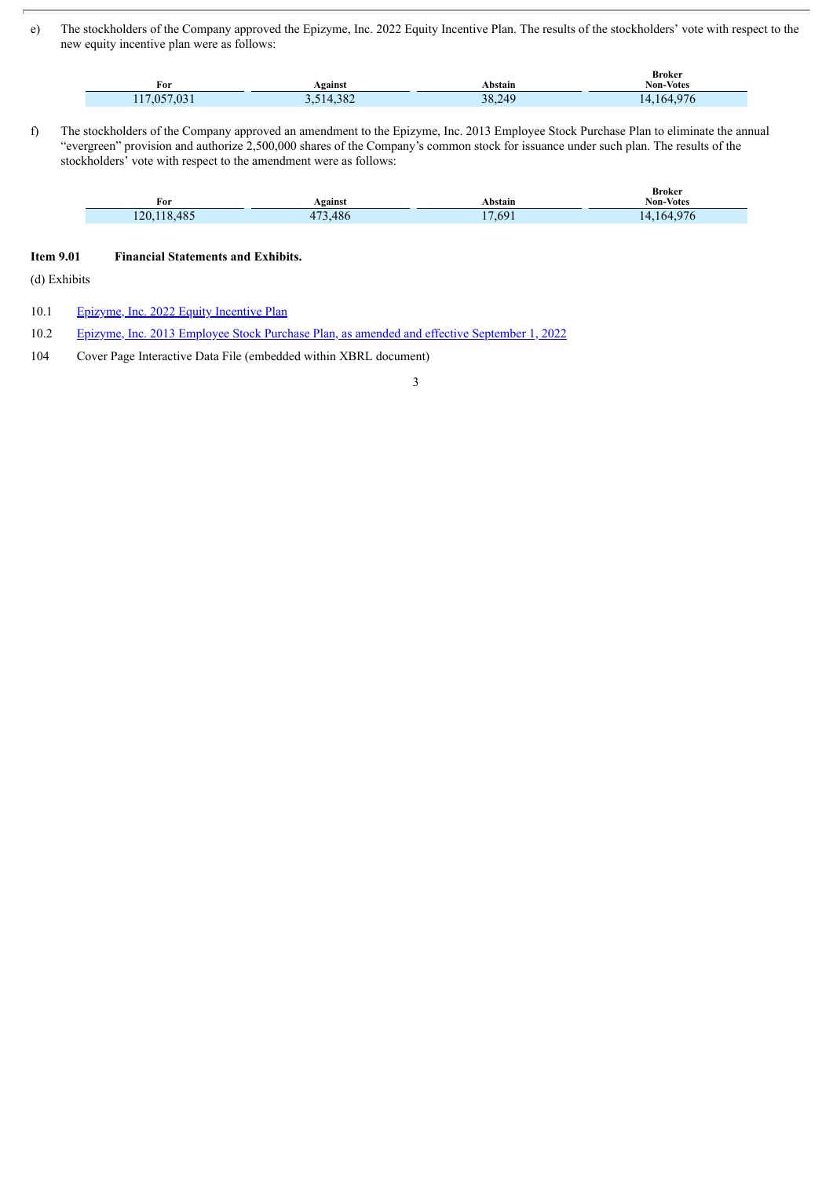e) The stockholders of the Company approved the Epizyme, Inc. 2022 Equity Incentive Plan. The results of the stockholders' vote with respect to the new equity incentive plan were as follows:

| For | Against | Abstain | Broker Non-Votes |
|---|---|---|---|
| 117,057,031 | 3,514,382 | 38,249 | 14,164,976 |

f) The stockholders of the Company approved an amendment to the Epizyme, Inc. 2013 Employee Stock Purchase Plan to eliminate the annual "evergreen" provision and authorize 2,500,000 shares of the Company's common stock for issuance under such plan. The results of the stockholders' vote with respect to the amendment were as follows:

| For | Against | Abstain | Broker Non-Votes |
|---|---|---|---|
| 120,118,485 | 473,486 | 17,691 | 14,164,976 |

**Item 9.01 Financial Statements and Exhibits.**

(d) Exhibits

10.1 Epizyme, Inc. 2022 Equity Incentive Plan

10.2 Epizyme, Inc. 2013 Employee Stock Purchase Plan, as amended and effective September 1, 2022

104 Cover Page Interactive Data File (embedded within XBRL document)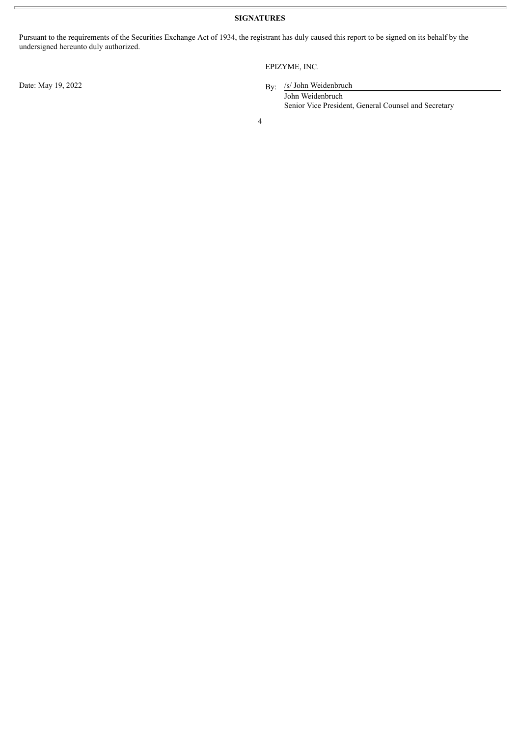**SIGNATURES**

Pursuant to the requirements of the Securities Exchange Act of 1934, the registrant has duly caused this report to be signed on its behalf by the undersigned hereunto duly authorized.

EPIZYME, INC.

Date: May 19, 2022

By: /s/ John Weidenbruch
John Weidenbruch
Senior Vice President, General Counsel and Secretary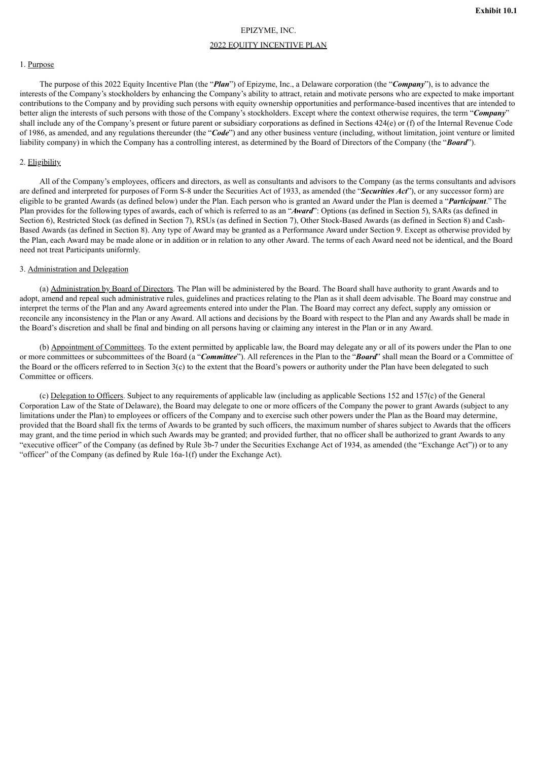**Exhibit 10.1**

EPIZYME, INC.

2022 EQUITY INCENTIVE PLAN

1. Purpose

The purpose of this 2022 Equity Incentive Plan (the "***Plan***") of Epizyme, Inc., a Delaware corporation (the "***Company***"), is to advance the interests of the Company's stockholders by enhancing the Company's ability to attract, retain and motivate persons who are expected to make important contributions to the Company and by providing such persons with equity ownership opportunities and performance-based incentives that are intended to better align the interests of such persons with those of the Company's stockholders. Except where the context otherwise requires, the term "***Company***" shall include any of the Company's present or future parent or subsidiary corporations as defined in Sections 424(e) or (f) of the Internal Revenue Code of 1986, as amended, and any regulations thereunder (the "***Code***") and any other business venture (including, without limitation, joint venture or limited liability company) in which the Company has a controlling interest, as determined by the Board of Directors of the Company (the "***Board***").

2. Eligibility

All of the Company's employees, officers and directors, as well as consultants and advisors to the Company (as the terms consultants and advisors are defined and interpreted for purposes of Form S-8 under the Securities Act of 1933, as amended (the "***Securities Act***"), or any successor form) are eligible to be granted Awards (as defined below) under the Plan. Each person who is granted an Award under the Plan is deemed a "***Participant***." The Plan provides for the following types of awards, each of which is referred to as an "***Award***": Options (as defined in Section 5), SARs (as defined in Section 6), Restricted Stock (as defined in Section 7), RSUs (as defined in Section 7), Other Stock-Based Awards (as defined in Section 8) and Cash-Based Awards (as defined in Section 8). Any type of Award may be granted as a Performance Award under Section 9. Except as otherwise provided by the Plan, each Award may be made alone or in addition or in relation to any other Award. The terms of each Award need not be identical, and the Board need not treat Participants uniformly.

3. Administration and Delegation

(a) Administration by Board of Directors. The Plan will be administered by the Board. The Board shall have authority to grant Awards and to adopt, amend and repeal such administrative rules, guidelines and practices relating to the Plan as it shall deem advisable. The Board may construe and interpret the terms of the Plan and any Award agreements entered into under the Plan. The Board may correct any defect, supply any omission or reconcile any inconsistency in the Plan or any Award. All actions and decisions by the Board with respect to the Plan and any Awards shall be made in the Board's discretion and shall be final and binding on all persons having or claiming any interest in the Plan or in any Award.

(b) Appointment of Committees. To the extent permitted by applicable law, the Board may delegate any or all of its powers under the Plan to one or more committees or subcommittees of the Board (a "***Committee***"). All references in the Plan to the "***Board***" shall mean the Board or a Committee of the Board or the officers referred to in Section 3(c) to the extent that the Board's powers or authority under the Plan have been delegated to such Committee or officers.

(c) Delegation to Officers. Subject to any requirements of applicable law (including as applicable Sections 152 and 157(c) of the General Corporation Law of the State of Delaware), the Board may delegate to one or more officers of the Company the power to grant Awards (subject to any limitations under the Plan) to employees or officers of the Company and to exercise such other powers under the Plan as the Board may determine, provided that the Board shall fix the terms of Awards to be granted by such officers, the maximum number of shares subject to Awards that the officers may grant, and the time period in which such Awards may be granted; and provided further, that no officer shall be authorized to grant Awards to any "executive officer" of the Company (as defined by Rule 3b-7 under the Securities Exchange Act of 1934, as amended (the "Exchange Act")) or to any "officer" of the Company (as defined by Rule 16a-1(f) under the Exchange Act).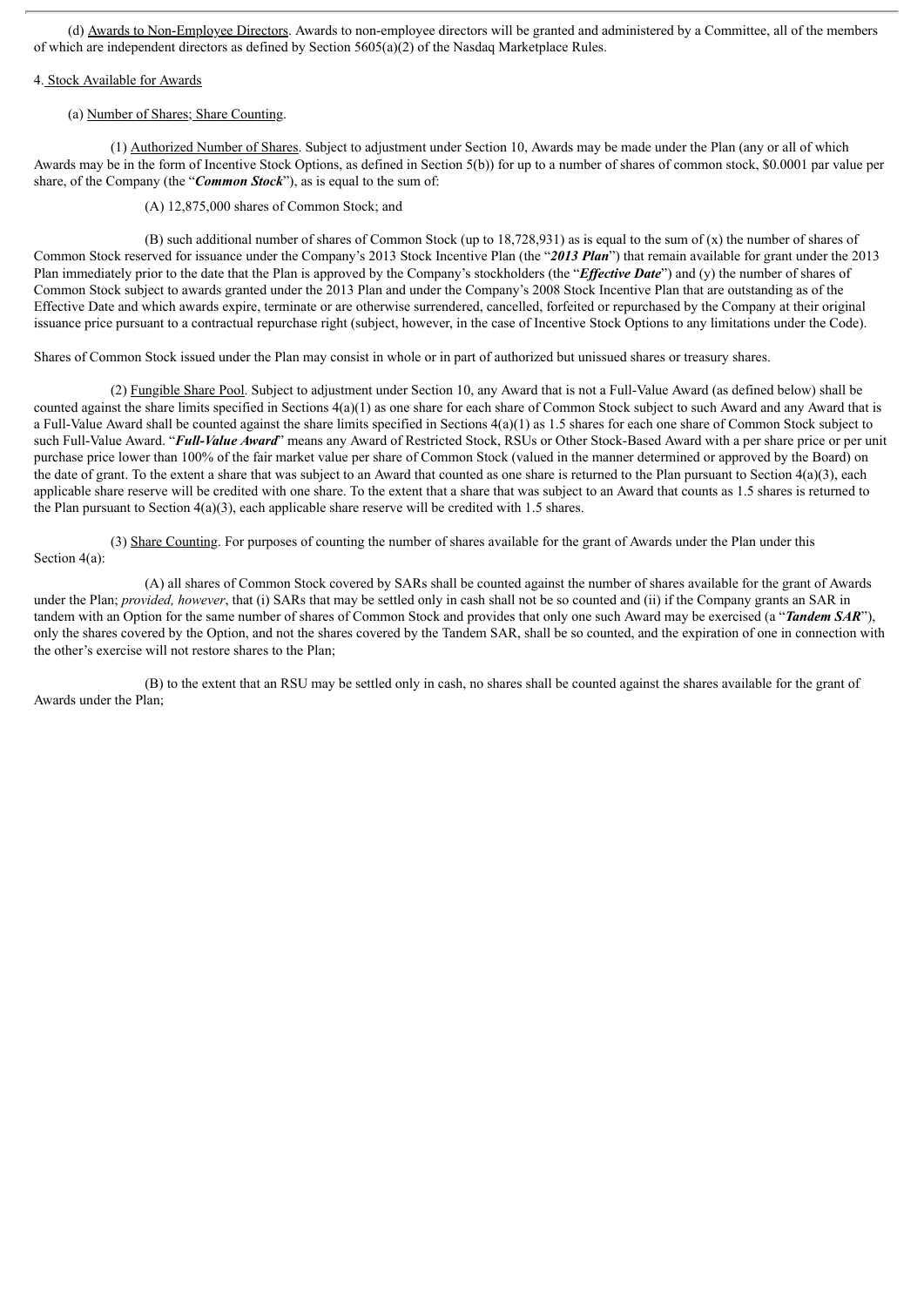(d) Awards to Non-Employee Directors. Awards to non-employee directors will be granted and administered by a Committee, all of the members of which are independent directors as defined by Section 5605(a)(2) of the Nasdaq Marketplace Rules.

4. Stock Available for Awards

(a) Number of Shares; Share Counting.

(1) Authorized Number of Shares. Subject to adjustment under Section 10, Awards may be made under the Plan (any or all of which Awards may be in the form of Incentive Stock Options, as defined in Section 5(b)) for up to a number of shares of common stock, $0.0001 par value per share, of the Company (the "***Common Stock***"), as is equal to the sum of:

(A) 12,875,000 shares of Common Stock; and

(B) such additional number of shares of Common Stock (up to 18,728,931) as is equal to the sum of (x) the number of shares of Common Stock reserved for issuance under the Company's 2013 Stock Incentive Plan (the "***2013 Plan***") that remain available for grant under the 2013 Plan immediately prior to the date that the Plan is approved by the Company's stockholders (the "***Effective Date***") and (y) the number of shares of Common Stock subject to awards granted under the 2013 Plan and under the Company's 2008 Stock Incentive Plan that are outstanding as of the Effective Date and which awards expire, terminate or are otherwise surrendered, cancelled, forfeited or repurchased by the Company at their original issuance price pursuant to a contractual repurchase right (subject, however, in the case of Incentive Stock Options to any limitations under the Code).

Shares of Common Stock issued under the Plan may consist in whole or in part of authorized but unissued shares or treasury shares.

(2) Fungible Share Pool. Subject to adjustment under Section 10, any Award that is not a Full-Value Award (as defined below) shall be counted against the share limits specified in Sections 4(a)(1) as one share for each share of Common Stock subject to such Award and any Award that is a Full-Value Award shall be counted against the share limits specified in Sections 4(a)(1) as 1.5 shares for each one share of Common Stock subject to such Full-Value Award. "***Full-Value Award***" means any Award of Restricted Stock, RSUs or Other Stock-Based Award with a per share price or per unit purchase price lower than 100% of the fair market value per share of Common Stock (valued in the manner determined or approved by the Board) on the date of grant. To the extent a share that was subject to an Award that counted as one share is returned to the Plan pursuant to Section 4(a)(3), each applicable share reserve will be credited with one share. To the extent that a share that was subject to an Award that counts as 1.5 shares is returned to the Plan pursuant to Section 4(a)(3), each applicable share reserve will be credited with 1.5 shares.

(3) Share Counting. For purposes of counting the number of shares available for the grant of Awards under the Plan under this Section 4(a):

(A) all shares of Common Stock covered by SARs shall be counted against the number of shares available for the grant of Awards under the Plan; *provided, however*, that (i) SARs that may be settled only in cash shall not be so counted and (ii) if the Company grants an SAR in tandem with an Option for the same number of shares of Common Stock and provides that only one such Award may be exercised (a "***Tandem SAR***"), only the shares covered by the Option, and not the shares covered by the Tandem SAR, shall be so counted, and the expiration of one in connection with the other's exercise will not restore shares to the Plan;

(B) to the extent that an RSU may be settled only in cash, no shares shall be counted against the shares available for the grant of Awards under the Plan;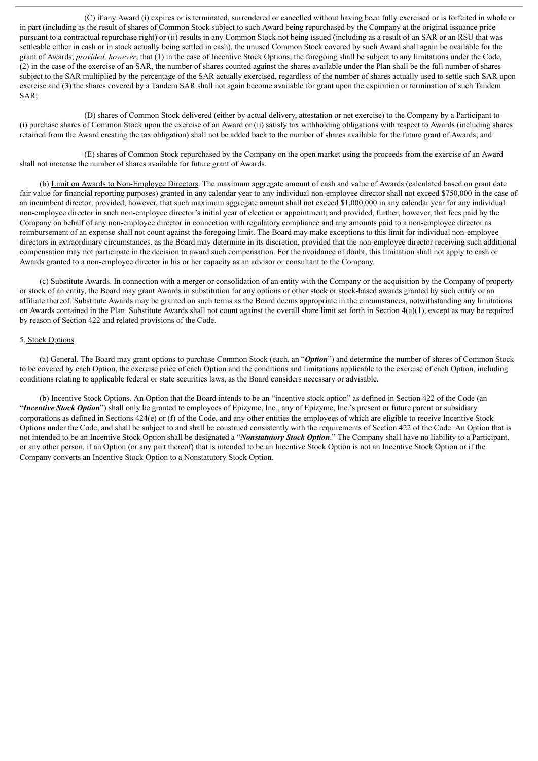(C) if any Award (i) expires or is terminated, surrendered or cancelled without having been fully exercised or is forfeited in whole or in part (including as the result of shares of Common Stock subject to such Award being repurchased by the Company at the original issuance price pursuant to a contractual repurchase right) or (ii) results in any Common Stock not being issued (including as a result of an SAR or an RSU that was settleable either in cash or in stock actually being settled in cash), the unused Common Stock covered by such Award shall again be available for the grant of Awards; *provided, however*, that (1) in the case of Incentive Stock Options, the foregoing shall be subject to any limitations under the Code, (2) in the case of the exercise of an SAR, the number of shares counted against the shares available under the Plan shall be the full number of shares subject to the SAR multiplied by the percentage of the SAR actually exercised, regardless of the number of shares actually used to settle such SAR upon exercise and (3) the shares covered by a Tandem SAR shall not again become available for grant upon the expiration or termination of such Tandem SAR;

(D) shares of Common Stock delivered (either by actual delivery, attestation or net exercise) to the Company by a Participant to (i) purchase shares of Common Stock upon the exercise of an Award or (ii) satisfy tax withholding obligations with respect to Awards (including shares retained from the Award creating the tax obligation) shall not be added back to the number of shares available for the future grant of Awards; and

(E) shares of Common Stock repurchased by the Company on the open market using the proceeds from the exercise of an Award shall not increase the number of shares available for future grant of Awards.

(b) Limit on Awards to Non-Employee Directors. The maximum aggregate amount of cash and value of Awards (calculated based on grant date fair value for financial reporting purposes) granted in any calendar year to any individual non-employee director shall not exceed $750,000 in the case of an incumbent director; provided, however, that such maximum aggregate amount shall not exceed $1,000,000 in any calendar year for any individual non-employee director in such non-employee director's initial year of election or appointment; and provided, further, however, that fees paid by the Company on behalf of any non-employee director in connection with regulatory compliance and any amounts paid to a non-employee director as reimbursement of an expense shall not count against the foregoing limit. The Board may make exceptions to this limit for individual non-employee directors in extraordinary circumstances, as the Board may determine in its discretion, provided that the non-employee director receiving such additional compensation may not participate in the decision to award such compensation. For the avoidance of doubt, this limitation shall not apply to cash or Awards granted to a non-employee director in his or her capacity as an advisor or consultant to the Company.

(c) Substitute Awards. In connection with a merger or consolidation of an entity with the Company or the acquisition by the Company of property or stock of an entity, the Board may grant Awards in substitution for any options or other stock or stock-based awards granted by such entity or an affiliate thereof. Substitute Awards may be granted on such terms as the Board deems appropriate in the circumstances, notwithstanding any limitations on Awards contained in the Plan. Substitute Awards shall not count against the overall share limit set forth in Section 4(a)(1), except as may be required by reason of Section 422 and related provisions of the Code.

5. Stock Options

(a) General. The Board may grant options to purchase Common Stock (each, an "***Option***") and determine the number of shares of Common Stock to be covered by each Option, the exercise price of each Option and the conditions and limitations applicable to the exercise of each Option, including conditions relating to applicable federal or state securities laws, as the Board considers necessary or advisable.

(b) Incentive Stock Options. An Option that the Board intends to be an "incentive stock option" as defined in Section 422 of the Code (an "***Incentive Stock Option***") shall only be granted to employees of Epizyme, Inc., any of Epizyme, Inc.'s present or future parent or subsidiary corporations as defined in Sections 424(e) or (f) of the Code, and any other entities the employees of which are eligible to receive Incentive Stock Options under the Code, and shall be subject to and shall be construed consistently with the requirements of Section 422 of the Code. An Option that is not intended to be an Incentive Stock Option shall be designated a "***Nonstatutory Stock Option***." The Company shall have no liability to a Participant, or any other person, if an Option (or any part thereof) that is intended to be an Incentive Stock Option is not an Incentive Stock Option or if the Company converts an Incentive Stock Option to a Nonstatutory Stock Option.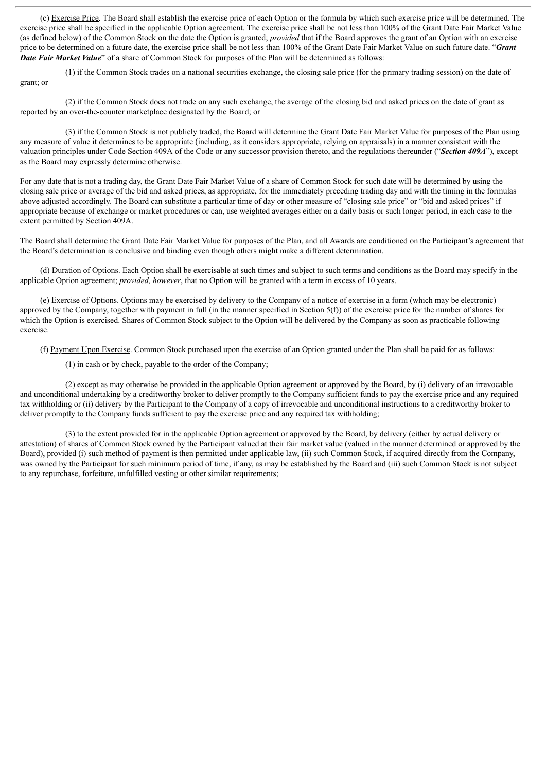(c) Exercise Price. The Board shall establish the exercise price of each Option or the formula by which such exercise price will be determined. The exercise price shall be specified in the applicable Option agreement. The exercise price shall be not less than 100% of the Grant Date Fair Market Value (as defined below) of the Common Stock on the date the Option is granted; *provided* that if the Board approves the grant of an Option with an exercise price to be determined on a future date, the exercise price shall be not less than 100% of the Grant Date Fair Market Value on such future date. "***Grant Date Fair Market Value***" of a share of Common Stock for purposes of the Plan will be determined as follows:

(1) if the Common Stock trades on a national securities exchange, the closing sale price (for the primary trading session) on the date of grant; or

(2) if the Common Stock does not trade on any such exchange, the average of the closing bid and asked prices on the date of grant as reported by an over-the-counter marketplace designated by the Board; or

(3) if the Common Stock is not publicly traded, the Board will determine the Grant Date Fair Market Value for purposes of the Plan using any measure of value it determines to be appropriate (including, as it considers appropriate, relying on appraisals) in a manner consistent with the valuation principles under Code Section 409A of the Code or any successor provision thereto, and the regulations thereunder ("***Section 409A***"), except as the Board may expressly determine otherwise.

For any date that is not a trading day, the Grant Date Fair Market Value of a share of Common Stock for such date will be determined by using the closing sale price or average of the bid and asked prices, as appropriate, for the immediately preceding trading day and with the timing in the formulas above adjusted accordingly. The Board can substitute a particular time of day or other measure of "closing sale price" or "bid and asked prices" if appropriate because of exchange or market procedures or can, use weighted averages either on a daily basis or such longer period, in each case to the extent permitted by Section 409A.

The Board shall determine the Grant Date Fair Market Value for purposes of the Plan, and all Awards are conditioned on the Participant's agreement that the Board's determination is conclusive and binding even though others might make a different determination.

(d) Duration of Options. Each Option shall be exercisable at such times and subject to such terms and conditions as the Board may specify in the applicable Option agreement; *provided, however*, that no Option will be granted with a term in excess of 10 years.

(e) Exercise of Options. Options may be exercised by delivery to the Company of a notice of exercise in a form (which may be electronic) approved by the Company, together with payment in full (in the manner specified in Section 5(f)) of the exercise price for the number of shares for which the Option is exercised. Shares of Common Stock subject to the Option will be delivered by the Company as soon as practicable following exercise.

(f) Payment Upon Exercise. Common Stock purchased upon the exercise of an Option granted under the Plan shall be paid for as follows:

(1) in cash or by check, payable to the order of the Company;

(2) except as may otherwise be provided in the applicable Option agreement or approved by the Board, by (i) delivery of an irrevocable and unconditional undertaking by a creditworthy broker to deliver promptly to the Company sufficient funds to pay the exercise price and any required tax withholding or (ii) delivery by the Participant to the Company of a copy of irrevocable and unconditional instructions to a creditworthy broker to deliver promptly to the Company funds sufficient to pay the exercise price and any required tax withholding;

(3) to the extent provided for in the applicable Option agreement or approved by the Board, by delivery (either by actual delivery or attestation) of shares of Common Stock owned by the Participant valued at their fair market value (valued in the manner determined or approved by the Board), provided (i) such method of payment is then permitted under applicable law, (ii) such Common Stock, if acquired directly from the Company, was owned by the Participant for such minimum period of time, if any, as may be established by the Board and (iii) such Common Stock is not subject to any repurchase, forfeiture, unfulfilled vesting or other similar requirements;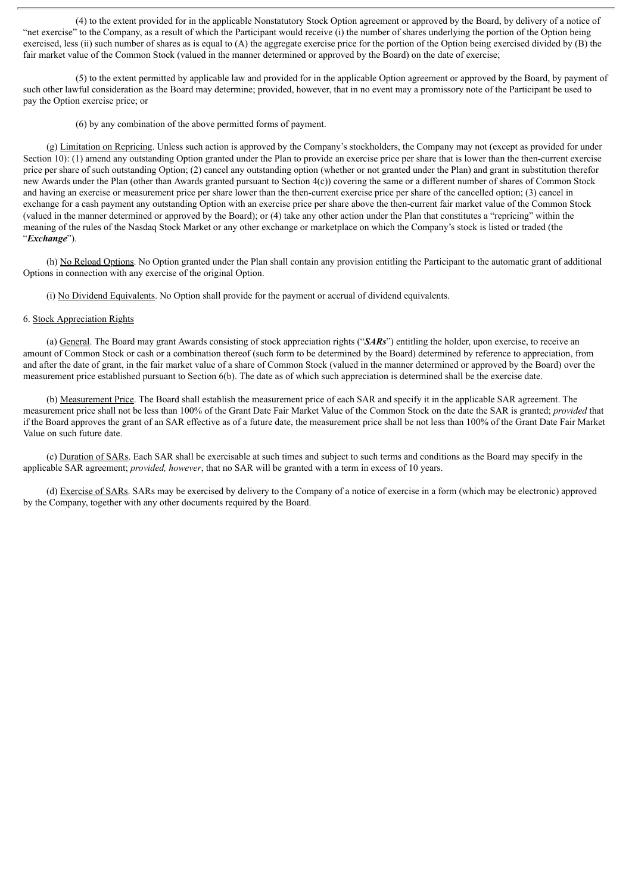(4) to the extent provided for in the applicable Nonstatutory Stock Option agreement or approved by the Board, by delivery of a notice of "net exercise" to the Company, as a result of which the Participant would receive (i) the number of shares underlying the portion of the Option being exercised, less (ii) such number of shares as is equal to (A) the aggregate exercise price for the portion of the Option being exercised divided by (B) the fair market value of the Common Stock (valued in the manner determined or approved by the Board) on the date of exercise;

(5) to the extent permitted by applicable law and provided for in the applicable Option agreement or approved by the Board, by payment of such other lawful consideration as the Board may determine; provided, however, that in no event may a promissory note of the Participant be used to pay the Option exercise price; or

(6) by any combination of the above permitted forms of payment.

(g) Limitation on Repricing. Unless such action is approved by the Company's stockholders, the Company may not (except as provided for under Section 10): (1) amend any outstanding Option granted under the Plan to provide an exercise price per share that is lower than the then-current exercise price per share of such outstanding Option; (2) cancel any outstanding option (whether or not granted under the Plan) and grant in substitution therefor new Awards under the Plan (other than Awards granted pursuant to Section 4(c)) covering the same or a different number of shares of Common Stock and having an exercise or measurement price per share lower than the then-current exercise price per share of the cancelled option; (3) cancel in exchange for a cash payment any outstanding Option with an exercise price per share above the then-current fair market value of the Common Stock (valued in the manner determined or approved by the Board); or (4) take any other action under the Plan that constitutes a "repricing" within the meaning of the rules of the Nasdaq Stock Market or any other exchange or marketplace on which the Company's stock is listed or traded (the "***Exchange***").

(h) No Reload Options. No Option granted under the Plan shall contain any provision entitling the Participant to the automatic grant of additional Options in connection with any exercise of the original Option.

(i) No Dividend Equivalents. No Option shall provide for the payment or accrual of dividend equivalents.

6. Stock Appreciation Rights

(a) General. The Board may grant Awards consisting of stock appreciation rights ("***SARs***") entitling the holder, upon exercise, to receive an amount of Common Stock or cash or a combination thereof (such form to be determined by the Board) determined by reference to appreciation, from and after the date of grant, in the fair market value of a share of Common Stock (valued in the manner determined or approved by the Board) over the measurement price established pursuant to Section 6(b). The date as of which such appreciation is determined shall be the exercise date.

(b) Measurement Price. The Board shall establish the measurement price of each SAR and specify it in the applicable SAR agreement. The measurement price shall not be less than 100% of the Grant Date Fair Market Value of the Common Stock on the date the SAR is granted; *provided* that if the Board approves the grant of an SAR effective as of a future date, the measurement price shall be not less than 100% of the Grant Date Fair Market Value on such future date.

(c) Duration of SARs. Each SAR shall be exercisable at such times and subject to such terms and conditions as the Board may specify in the applicable SAR agreement; *provided, however*, that no SAR will be granted with a term in excess of 10 years.

(d) Exercise of SARs. SARs may be exercised by delivery to the Company of a notice of exercise in a form (which may be electronic) approved by the Company, together with any other documents required by the Board.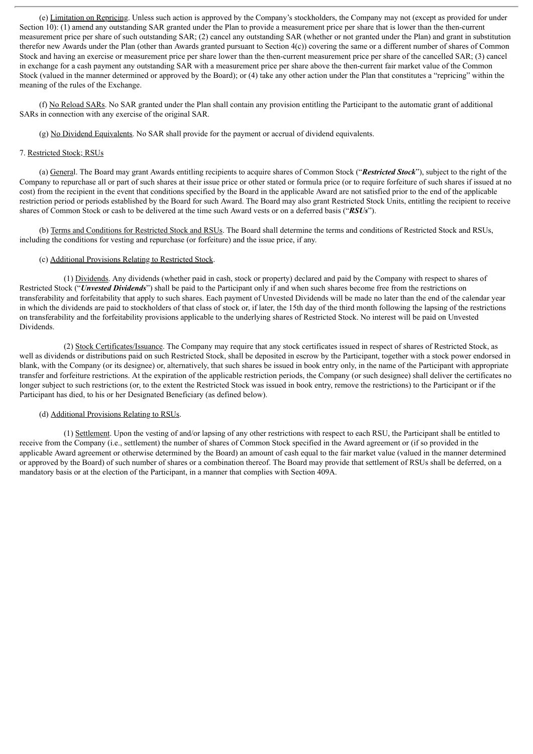(e) Limitation on Repricing. Unless such action is approved by the Company's stockholders, the Company may not (except as provided for under Section 10): (1) amend any outstanding SAR granted under the Plan to provide a measurement price per share that is lower than the then-current measurement price per share of such outstanding SAR; (2) cancel any outstanding SAR (whether or not granted under the Plan) and grant in substitution therefor new Awards under the Plan (other than Awards granted pursuant to Section 4(c)) covering the same or a different number of shares of Common Stock and having an exercise or measurement price per share lower than the then-current measurement price per share of the cancelled SAR; (3) cancel in exchange for a cash payment any outstanding SAR with a measurement price per share above the then-current fair market value of the Common Stock (valued in the manner determined or approved by the Board); or (4) take any other action under the Plan that constitutes a "repricing" within the meaning of the rules of the Exchange.

(f) No Reload SARs. No SAR granted under the Plan shall contain any provision entitling the Participant to the automatic grant of additional SARs in connection with any exercise of the original SAR.

(g) No Dividend Equivalents. No SAR shall provide for the payment or accrual of dividend equivalents.

7. Restricted Stock; RSUs

(a) General. The Board may grant Awards entitling recipients to acquire shares of Common Stock ("***Restricted Stock***"), subject to the right of the Company to repurchase all or part of such shares at their issue price or other stated or formula price (or to require forfeiture of such shares if issued at no cost) from the recipient in the event that conditions specified by the Board in the applicable Award are not satisfied prior to the end of the applicable restriction period or periods established by the Board for such Award. The Board may also grant Restricted Stock Units, entitling the recipient to receive shares of Common Stock or cash to be delivered at the time such Award vests or on a deferred basis ("***RSUs***").

(b) Terms and Conditions for Restricted Stock and RSUs. The Board shall determine the terms and conditions of Restricted Stock and RSUs, including the conditions for vesting and repurchase (or forfeiture) and the issue price, if any.

(c) Additional Provisions Relating to Restricted Stock.

(1) Dividends. Any dividends (whether paid in cash, stock or property) declared and paid by the Company with respect to shares of Restricted Stock ("***Unvested Dividends***") shall be paid to the Participant only if and when such shares become free from the restrictions on transferability and forfeitability that apply to such shares. Each payment of Unvested Dividends will be made no later than the end of the calendar year in which the dividends are paid to stockholders of that class of stock or, if later, the 15th day of the third month following the lapsing of the restrictions on transferability and the forfeitability provisions applicable to the underlying shares of Restricted Stock. No interest will be paid on Unvested Dividends.

(2) Stock Certificates/Issuance. The Company may require that any stock certificates issued in respect of shares of Restricted Stock, as well as dividends or distributions paid on such Restricted Stock, shall be deposited in escrow by the Participant, together with a stock power endorsed in blank, with the Company (or its designee) or, alternatively, that such shares be issued in book entry only, in the name of the Participant with appropriate transfer and forfeiture restrictions. At the expiration of the applicable restriction periods, the Company (or such designee) shall deliver the certificates no longer subject to such restrictions (or, to the extent the Restricted Stock was issued in book entry, remove the restrictions) to the Participant or if the Participant has died, to his or her Designated Beneficiary (as defined below).

(d) Additional Provisions Relating to RSUs.

(1) Settlement. Upon the vesting of and/or lapsing of any other restrictions with respect to each RSU, the Participant shall be entitled to receive from the Company (i.e., settlement) the number of shares of Common Stock specified in the Award agreement or (if so provided in the applicable Award agreement or otherwise determined by the Board) an amount of cash equal to the fair market value (valued in the manner determined or approved by the Board) of such number of shares or a combination thereof. The Board may provide that settlement of RSUs shall be deferred, on a mandatory basis or at the election of the Participant, in a manner that complies with Section 409A.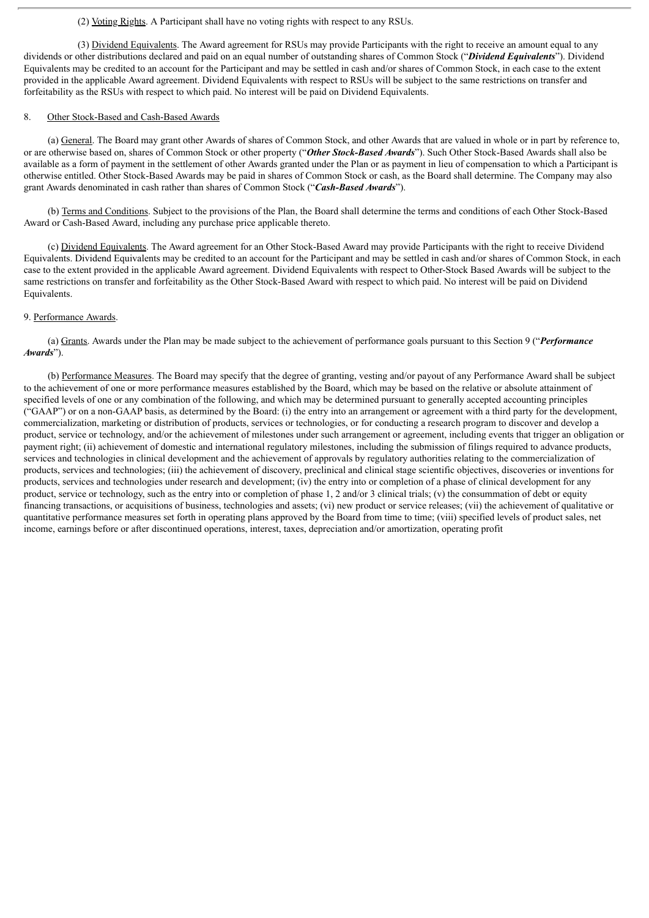(2) Voting Rights. A Participant shall have no voting rights with respect to any RSUs.

(3) Dividend Equivalents. The Award agreement for RSUs may provide Participants with the right to receive an amount equal to any dividends or other distributions declared and paid on an equal number of outstanding shares of Common Stock ("***Dividend Equivalents***"). Dividend Equivalents may be credited to an account for the Participant and may be settled in cash and/or shares of Common Stock, in each case to the extent provided in the applicable Award agreement. Dividend Equivalents with respect to RSUs will be subject to the same restrictions on transfer and forfeitability as the RSUs with respect to which paid. No interest will be paid on Dividend Equivalents.

8. Other Stock-Based and Cash-Based Awards

(a) General. The Board may grant other Awards of shares of Common Stock, and other Awards that are valued in whole or in part by reference to, or are otherwise based on, shares of Common Stock or other property ("***Other Stock-Based Awards***"). Such Other Stock-Based Awards shall also be available as a form of payment in the settlement of other Awards granted under the Plan or as payment in lieu of compensation to which a Participant is otherwise entitled. Other Stock-Based Awards may be paid in shares of Common Stock or cash, as the Board shall determine. The Company may also grant Awards denominated in cash rather than shares of Common Stock ("***Cash-Based Awards***").

(b) Terms and Conditions. Subject to the provisions of the Plan, the Board shall determine the terms and conditions of each Other Stock-Based Award or Cash-Based Award, including any purchase price applicable thereto.

(c) Dividend Equivalents. The Award agreement for an Other Stock-Based Award may provide Participants with the right to receive Dividend Equivalents. Dividend Equivalents may be credited to an account for the Participant and may be settled in cash and/or shares of Common Stock, in each case to the extent provided in the applicable Award agreement. Dividend Equivalents with respect to Other-Stock Based Awards will be subject to the same restrictions on transfer and forfeitability as the Other Stock-Based Award with respect to which paid. No interest will be paid on Dividend Equivalents.

9. Performance Awards.

(a) Grants. Awards under the Plan may be made subject to the achievement of performance goals pursuant to this Section 9 ("***Performance Awards***").

(b) Performance Measures. The Board may specify that the degree of granting, vesting and/or payout of any Performance Award shall be subject to the achievement of one or more performance measures established by the Board, which may be based on the relative or absolute attainment of specified levels of one or any combination of the following, and which may be determined pursuant to generally accepted accounting principles ("GAAP") or on a non-GAAP basis, as determined by the Board: (i) the entry into an arrangement or agreement with a third party for the development, commercialization, marketing or distribution of products, services or technologies, or for conducting a research program to discover and develop a product, service or technology, and/or the achievement of milestones under such arrangement or agreement, including events that trigger an obligation or payment right; (ii) achievement of domestic and international regulatory milestones, including the submission of filings required to advance products, services and technologies in clinical development and the achievement of approvals by regulatory authorities relating to the commercialization of products, services and technologies; (iii) the achievement of discovery, preclinical and clinical stage scientific objectives, discoveries or inventions for products, services and technologies under research and development; (iv) the entry into or completion of a phase of clinical development for any product, service or technology, such as the entry into or completion of phase 1, 2 and/or 3 clinical trials; (v) the consummation of debt or equity financing transactions, or acquisitions of business, technologies and assets; (vi) new product or service releases; (vii) the achievement of qualitative or quantitative performance measures set forth in operating plans approved by the Board from time to time; (viii) specified levels of product sales, net income, earnings before or after discontinued operations, interest, taxes, depreciation and/or amortization, operating profit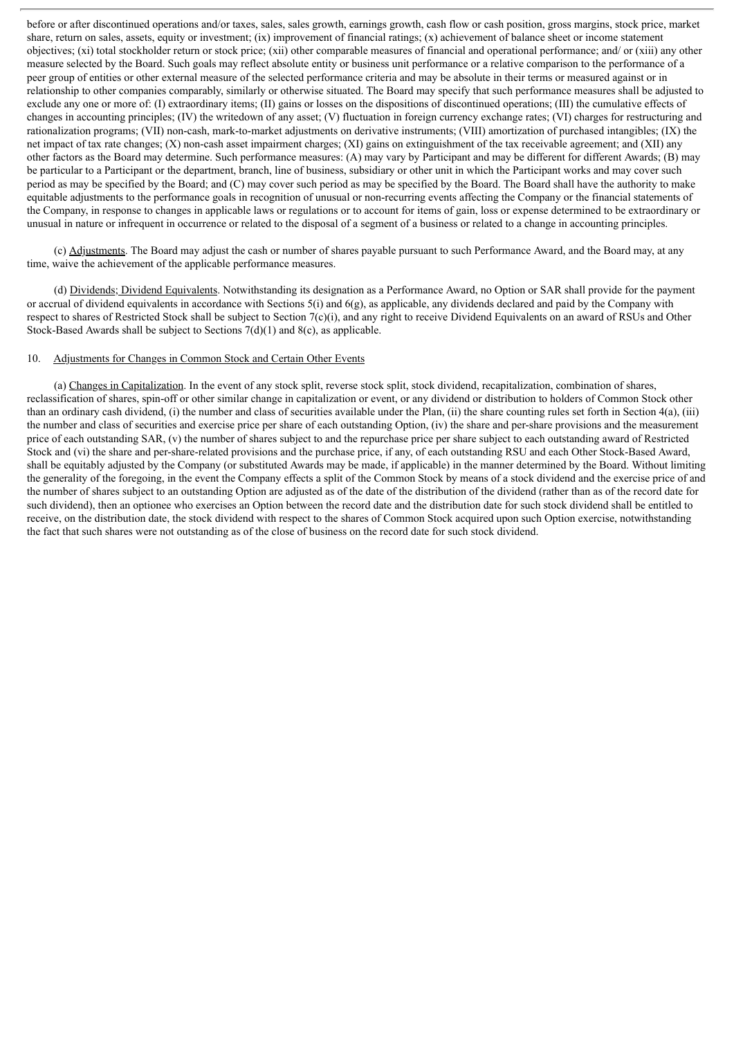before or after discontinued operations and/or taxes, sales, sales growth, earnings growth, cash flow or cash position, gross margins, stock price, market share, return on sales, assets, equity or investment; (ix) improvement of financial ratings; (x) achievement of balance sheet or income statement objectives; (xi) total stockholder return or stock price; (xii) other comparable measures of financial and operational performance; and/ or (xiii) any other measure selected by the Board. Such goals may reflect absolute entity or business unit performance or a relative comparison to the performance of a peer group of entities or other external measure of the selected performance criteria and may be absolute in their terms or measured against or in relationship to other companies comparably, similarly or otherwise situated. The Board may specify that such performance measures shall be adjusted to exclude any one or more of: (I) extraordinary items; (II) gains or losses on the dispositions of discontinued operations; (III) the cumulative effects of changes in accounting principles; (IV) the writedown of any asset; (V) fluctuation in foreign currency exchange rates; (VI) charges for restructuring and rationalization programs; (VII) non-cash, mark-to-market adjustments on derivative instruments; (VIII) amortization of purchased intangibles; (IX) the net impact of tax rate changes; (X) non-cash asset impairment charges; (XI) gains on extinguishment of the tax receivable agreement; and (XII) any other factors as the Board may determine. Such performance measures: (A) may vary by Participant and may be different for different Awards; (B) may be particular to a Participant or the department, branch, line of business, subsidiary or other unit in which the Participant works and may cover such period as may be specified by the Board; and (C) may cover such period as may be specified by the Board. The Board shall have the authority to make equitable adjustments to the performance goals in recognition of unusual or non-recurring events affecting the Company or the financial statements of the Company, in response to changes in applicable laws or regulations or to account for items of gain, loss or expense determined to be extraordinary or unusual in nature or infrequent in occurrence or related to the disposal of a segment of a business or related to a change in accounting principles.

(c) Adjustments. The Board may adjust the cash or number of shares payable pursuant to such Performance Award, and the Board may, at any time, waive the achievement of the applicable performance measures.

(d) Dividends; Dividend Equivalents. Notwithstanding its designation as a Performance Award, no Option or SAR shall provide for the payment or accrual of dividend equivalents in accordance with Sections 5(i) and 6(g), as applicable, any dividends declared and paid by the Company with respect to shares of Restricted Stock shall be subject to Section 7(c)(i), and any right to receive Dividend Equivalents on an award of RSUs and Other Stock-Based Awards shall be subject to Sections 7(d)(1) and 8(c), as applicable.

10. Adjustments for Changes in Common Stock and Certain Other Events

(a) Changes in Capitalization. In the event of any stock split, reverse stock split, stock dividend, recapitalization, combination of shares, reclassification of shares, spin-off or other similar change in capitalization or event, or any dividend or distribution to holders of Common Stock other than an ordinary cash dividend, (i) the number and class of securities available under the Plan, (ii) the share counting rules set forth in Section 4(a), (iii) the number and class of securities and exercise price per share of each outstanding Option, (iv) the share and per-share provisions and the measurement price of each outstanding SAR, (v) the number of shares subject to and the repurchase price per share subject to each outstanding award of Restricted Stock and (vi) the share and per-share-related provisions and the purchase price, if any, of each outstanding RSU and each Other Stock-Based Award, shall be equitably adjusted by the Company (or substituted Awards may be made, if applicable) in the manner determined by the Board. Without limiting the generality of the foregoing, in the event the Company effects a split of the Common Stock by means of a stock dividend and the exercise price of and the number of shares subject to an outstanding Option are adjusted as of the date of the distribution of the dividend (rather than as of the record date for such dividend), then an optionee who exercises an Option between the record date and the distribution date for such stock dividend shall be entitled to receive, on the distribution date, the stock dividend with respect to the shares of Common Stock acquired upon such Option exercise, notwithstanding the fact that such shares were not outstanding as of the close of business on the record date for such stock dividend.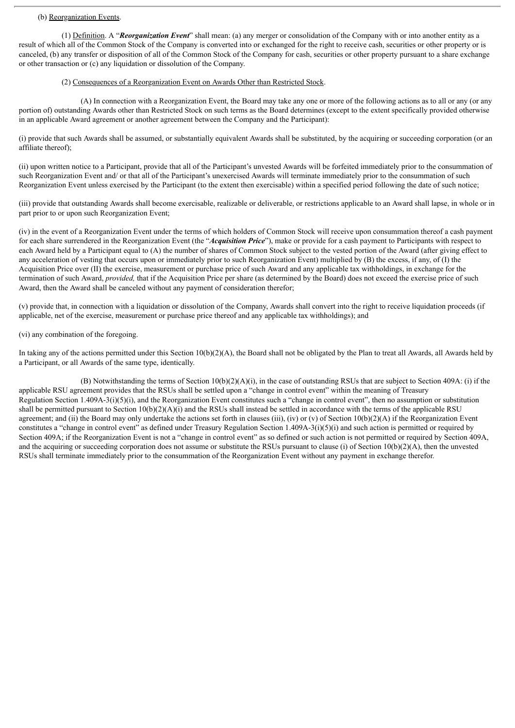(b) Reorganization Events.

(1) Definition. A "***Reorganization Event***" shall mean: (a) any merger or consolidation of the Company with or into another entity as a result of which all of the Common Stock of the Company is converted into or exchanged for the right to receive cash, securities or other property or is canceled, (b) any transfer or disposition of all of the Common Stock of the Company for cash, securities or other property pursuant to a share exchange or other transaction or (c) any liquidation or dissolution of the Company.

(2) Consequences of a Reorganization Event on Awards Other than Restricted Stock.

(A) In connection with a Reorganization Event, the Board may take any one or more of the following actions as to all or any (or any portion of) outstanding Awards other than Restricted Stock on such terms as the Board determines (except to the extent specifically provided otherwise in an applicable Award agreement or another agreement between the Company and the Participant):

(i) provide that such Awards shall be assumed, or substantially equivalent Awards shall be substituted, by the acquiring or succeeding corporation (or an affiliate thereof);

(ii) upon written notice to a Participant, provide that all of the Participant's unvested Awards will be forfeited immediately prior to the consummation of such Reorganization Event and/ or that all of the Participant's unexercised Awards will terminate immediately prior to the consummation of such Reorganization Event unless exercised by the Participant (to the extent then exercisable) within a specified period following the date of such notice;

(iii) provide that outstanding Awards shall become exercisable, realizable or deliverable, or restrictions applicable to an Award shall lapse, in whole or in part prior to or upon such Reorganization Event;

(iv) in the event of a Reorganization Event under the terms of which holders of Common Stock will receive upon consummation thereof a cash payment for each share surrendered in the Reorganization Event (the "***Acquisition Price***"), make or provide for a cash payment to Participants with respect to each Award held by a Participant equal to (A) the number of shares of Common Stock subject to the vested portion of the Award (after giving effect to any acceleration of vesting that occurs upon or immediately prior to such Reorganization Event) multiplied by (B) the excess, if any, of (I) the Acquisition Price over (II) the exercise, measurement or purchase price of such Award and any applicable tax withholdings, in exchange for the termination of such Award, *provided,* that if the Acquisition Price per share (as determined by the Board) does not exceed the exercise price of such Award, then the Award shall be canceled without any payment of consideration therefor;

(v) provide that, in connection with a liquidation or dissolution of the Company, Awards shall convert into the right to receive liquidation proceeds (if applicable, net of the exercise, measurement or purchase price thereof and any applicable tax withholdings); and

(vi) any combination of the foregoing.

In taking any of the actions permitted under this Section 10(b)(2)(A), the Board shall not be obligated by the Plan to treat all Awards, all Awards held by a Participant, or all Awards of the same type, identically.

(B) Notwithstanding the terms of Section 10(b)(2)(A)(i), in the case of outstanding RSUs that are subject to Section 409A: (i) if the applicable RSU agreement provides that the RSUs shall be settled upon a "change in control event" within the meaning of Treasury Regulation Section 1.409A-3(i)(5)(i), and the Reorganization Event constitutes such a "change in control event", then no assumption or substitution shall be permitted pursuant to Section 10(b)(2)(A)(i) and the RSUs shall instead be settled in accordance with the terms of the applicable RSU agreement; and (ii) the Board may only undertake the actions set forth in clauses (iii), (iv) or (v) of Section 10(b)(2)(A) if the Reorganization Event constitutes a "change in control event" as defined under Treasury Regulation Section 1.409A-3(i)(5)(i) and such action is permitted or required by Section 409A; if the Reorganization Event is not a "change in control event" as so defined or such action is not permitted or required by Section 409A, and the acquiring or succeeding corporation does not assume or substitute the RSUs pursuant to clause (i) of Section 10(b)(2)(A), then the unvested RSUs shall terminate immediately prior to the consummation of the Reorganization Event without any payment in exchange therefor.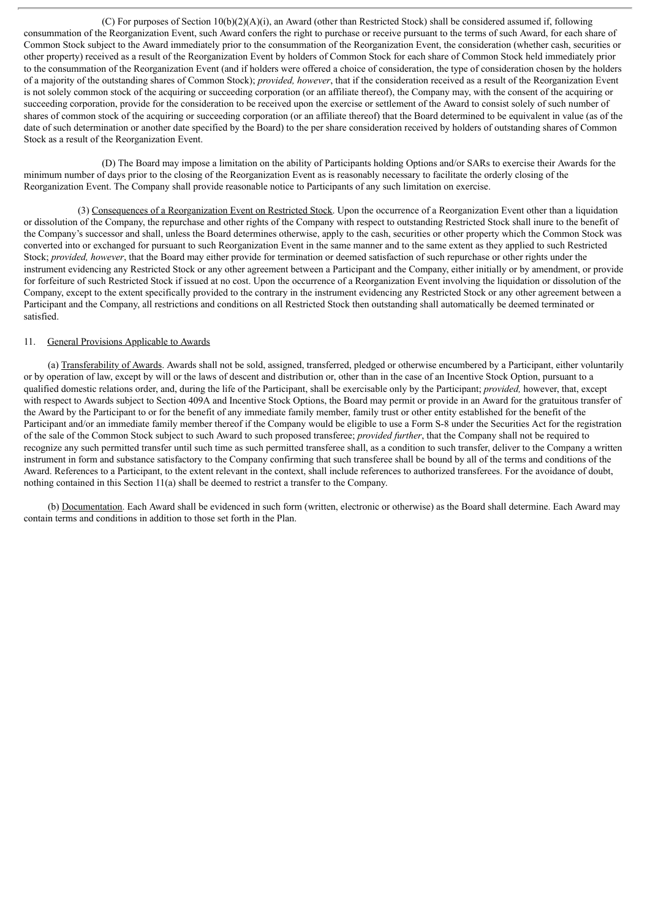(C) For purposes of Section 10(b)(2)(A)(i), an Award (other than Restricted Stock) shall be considered assumed if, following consummation of the Reorganization Event, such Award confers the right to purchase or receive pursuant to the terms of such Award, for each share of Common Stock subject to the Award immediately prior to the consummation of the Reorganization Event, the consideration (whether cash, securities or other property) received as a result of the Reorganization Event by holders of Common Stock for each share of Common Stock held immediately prior to the consummation of the Reorganization Event (and if holders were offered a choice of consideration, the type of consideration chosen by the holders of a majority of the outstanding shares of Common Stock); *provided, however*, that if the consideration received as a result of the Reorganization Event is not solely common stock of the acquiring or succeeding corporation (or an affiliate thereof), the Company may, with the consent of the acquiring or succeeding corporation, provide for the consideration to be received upon the exercise or settlement of the Award to consist solely of such number of shares of common stock of the acquiring or succeeding corporation (or an affiliate thereof) that the Board determined to be equivalent in value (as of the date of such determination or another date specified by the Board) to the per share consideration received by holders of outstanding shares of Common Stock as a result of the Reorganization Event.

(D) The Board may impose a limitation on the ability of Participants holding Options and/or SARs to exercise their Awards for the minimum number of days prior to the closing of the Reorganization Event as is reasonably necessary to facilitate the orderly closing of the Reorganization Event. The Company shall provide reasonable notice to Participants of any such limitation on exercise.

(3) Consequences of a Reorganization Event on Restricted Stock. Upon the occurrence of a Reorganization Event other than a liquidation or dissolution of the Company, the repurchase and other rights of the Company with respect to outstanding Restricted Stock shall inure to the benefit of the Company's successor and shall, unless the Board determines otherwise, apply to the cash, securities or other property which the Common Stock was converted into or exchanged for pursuant to such Reorganization Event in the same manner and to the same extent as they applied to such Restricted Stock; *provided, however*, that the Board may either provide for termination or deemed satisfaction of such repurchase or other rights under the instrument evidencing any Restricted Stock or any other agreement between a Participant and the Company, either initially or by amendment, or provide for forfeiture of such Restricted Stock if issued at no cost. Upon the occurrence of a Reorganization Event involving the liquidation or dissolution of the Company, except to the extent specifically provided to the contrary in the instrument evidencing any Restricted Stock or any other agreement between a Participant and the Company, all restrictions and conditions on all Restricted Stock then outstanding shall automatically be deemed terminated or satisfied.

11. General Provisions Applicable to Awards

(a) Transferability of Awards. Awards shall not be sold, assigned, transferred, pledged or otherwise encumbered by a Participant, either voluntarily or by operation of law, except by will or the laws of descent and distribution or, other than in the case of an Incentive Stock Option, pursuant to a qualified domestic relations order, and, during the life of the Participant, shall be exercisable only by the Participant; *provided,* however, that, except with respect to Awards subject to Section 409A and Incentive Stock Options, the Board may permit or provide in an Award for the gratuitous transfer of the Award by the Participant to or for the benefit of any immediate family member, family trust or other entity established for the benefit of the Participant and/or an immediate family member thereof if the Company would be eligible to use a Form S-8 under the Securities Act for the registration of the sale of the Common Stock subject to such Award to such proposed transferee; *provided further*, that the Company shall not be required to recognize any such permitted transfer until such time as such permitted transferee shall, as a condition to such transfer, deliver to the Company a written instrument in form and substance satisfactory to the Company confirming that such transferee shall be bound by all of the terms and conditions of the Award. References to a Participant, to the extent relevant in the context, shall include references to authorized transferees. For the avoidance of doubt, nothing contained in this Section 11(a) shall be deemed to restrict a transfer to the Company.

(b) Documentation. Each Award shall be evidenced in such form (written, electronic or otherwise) as the Board shall determine. Each Award may contain terms and conditions in addition to those set forth in the Plan.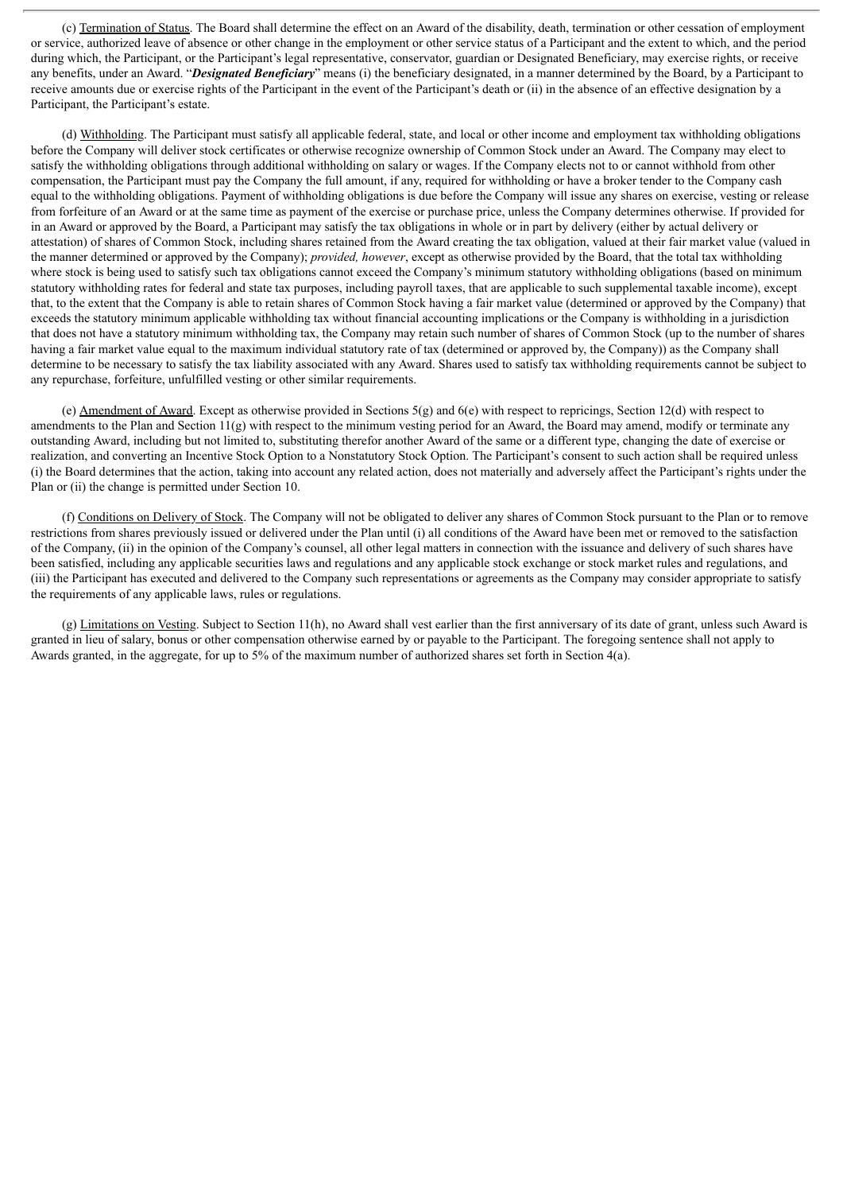(c) Termination of Status. The Board shall determine the effect on an Award of the disability, death, termination or other cessation of employment or service, authorized leave of absence or other change in the employment or other service status of a Participant and the extent to which, and the period during which, the Participant, or the Participant's legal representative, conservator, guardian or Designated Beneficiary, may exercise rights, or receive any benefits, under an Award. "***Designated Beneficiary***" means (i) the beneficiary designated, in a manner determined by the Board, by a Participant to receive amounts due or exercise rights of the Participant in the event of the Participant's death or (ii) in the absence of an effective designation by a Participant, the Participant's estate.

(d) Withholding. The Participant must satisfy all applicable federal, state, and local or other income and employment tax withholding obligations before the Company will deliver stock certificates or otherwise recognize ownership of Common Stock under an Award. The Company may elect to satisfy the withholding obligations through additional withholding on salary or wages. If the Company elects not to or cannot withhold from other compensation, the Participant must pay the Company the full amount, if any, required for withholding or have a broker tender to the Company cash equal to the withholding obligations. Payment of withholding obligations is due before the Company will issue any shares on exercise, vesting or release from forfeiture of an Award or at the same time as payment of the exercise or purchase price, unless the Company determines otherwise. If provided for in an Award or approved by the Board, a Participant may satisfy the tax obligations in whole or in part by delivery (either by actual delivery or attestation) of shares of Common Stock, including shares retained from the Award creating the tax obligation, valued at their fair market value (valued in the manner determined or approved by the Company); *provided, however*, except as otherwise provided by the Board, that the total tax withholding where stock is being used to satisfy such tax obligations cannot exceed the Company's minimum statutory withholding obligations (based on minimum statutory withholding rates for federal and state tax purposes, including payroll taxes, that are applicable to such supplemental taxable income), except that, to the extent that the Company is able to retain shares of Common Stock having a fair market value (determined or approved by the Company) that exceeds the statutory minimum applicable withholding tax without financial accounting implications or the Company is withholding in a jurisdiction that does not have a statutory minimum withholding tax, the Company may retain such number of shares of Common Stock (up to the number of shares having a fair market value equal to the maximum individual statutory rate of tax (determined or approved by, the Company)) as the Company shall determine to be necessary to satisfy the tax liability associated with any Award. Shares used to satisfy tax withholding requirements cannot be subject to any repurchase, forfeiture, unfulfilled vesting or other similar requirements.

(e) Amendment of Award. Except as otherwise provided in Sections 5(g) and 6(e) with respect to repricings, Section 12(d) with respect to amendments to the Plan and Section 11(g) with respect to the minimum vesting period for an Award, the Board may amend, modify or terminate any outstanding Award, including but not limited to, substituting therefor another Award of the same or a different type, changing the date of exercise or realization, and converting an Incentive Stock Option to a Nonstatutory Stock Option. The Participant's consent to such action shall be required unless (i) the Board determines that the action, taking into account any related action, does not materially and adversely affect the Participant's rights under the Plan or (ii) the change is permitted under Section 10.

(f) Conditions on Delivery of Stock. The Company will not be obligated to deliver any shares of Common Stock pursuant to the Plan or to remove restrictions from shares previously issued or delivered under the Plan until (i) all conditions of the Award have been met or removed to the satisfaction of the Company, (ii) in the opinion of the Company's counsel, all other legal matters in connection with the issuance and delivery of such shares have been satisfied, including any applicable securities laws and regulations and any applicable stock exchange or stock market rules and regulations, and (iii) the Participant has executed and delivered to the Company such representations or agreements as the Company may consider appropriate to satisfy the requirements of any applicable laws, rules or regulations.

(g) Limitations on Vesting. Subject to Section 11(h), no Award shall vest earlier than the first anniversary of its date of grant, unless such Award is granted in lieu of salary, bonus or other compensation otherwise earned by or payable to the Participant. The foregoing sentence shall not apply to Awards granted, in the aggregate, for up to 5% of the maximum number of authorized shares set forth in Section 4(a).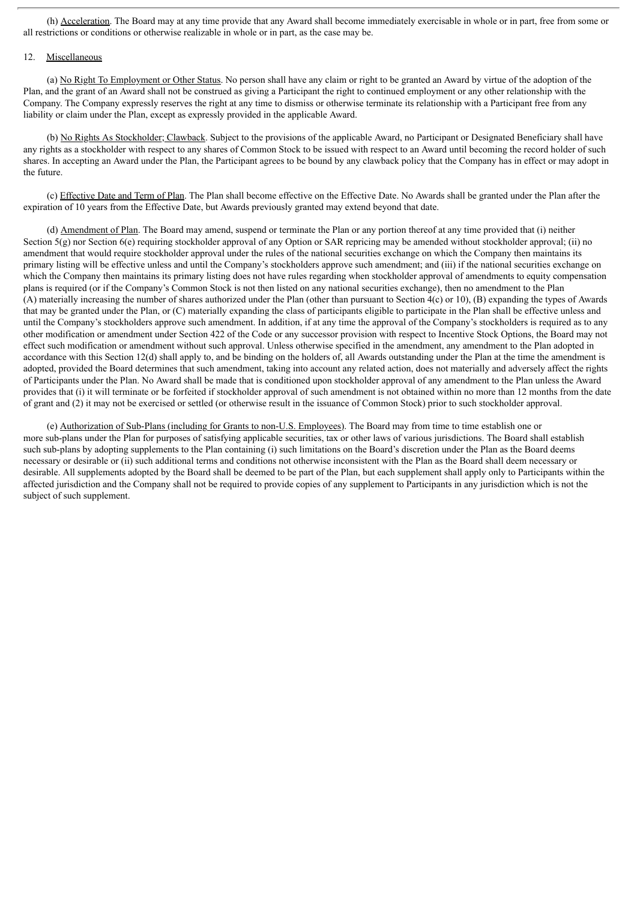(h) Acceleration. The Board may at any time provide that any Award shall become immediately exercisable in whole or in part, free from some or all restrictions or conditions or otherwise realizable in whole or in part, as the case may be.

12. Miscellaneous

(a) No Right To Employment or Other Status. No person shall have any claim or right to be granted an Award by virtue of the adoption of the Plan, and the grant of an Award shall not be construed as giving a Participant the right to continued employment or any other relationship with the Company. The Company expressly reserves the right at any time to dismiss or otherwise terminate its relationship with a Participant free from any liability or claim under the Plan, except as expressly provided in the applicable Award.

(b) No Rights As Stockholder; Clawback. Subject to the provisions of the applicable Award, no Participant or Designated Beneficiary shall have any rights as a stockholder with respect to any shares of Common Stock to be issued with respect to an Award until becoming the record holder of such shares. In accepting an Award under the Plan, the Participant agrees to be bound by any clawback policy that the Company has in effect or may adopt in the future.

(c) Effective Date and Term of Plan. The Plan shall become effective on the Effective Date. No Awards shall be granted under the Plan after the expiration of 10 years from the Effective Date, but Awards previously granted may extend beyond that date.

(d) Amendment of Plan. The Board may amend, suspend or terminate the Plan or any portion thereof at any time provided that (i) neither Section 5(g) nor Section 6(e) requiring stockholder approval of any Option or SAR repricing may be amended without stockholder approval; (ii) no amendment that would require stockholder approval under the rules of the national securities exchange on which the Company then maintains its primary listing will be effective unless and until the Company's stockholders approve such amendment; and (iii) if the national securities exchange on which the Company then maintains its primary listing does not have rules regarding when stockholder approval of amendments to equity compensation plans is required (or if the Company's Common Stock is not then listed on any national securities exchange), then no amendment to the Plan (A) materially increasing the number of shares authorized under the Plan (other than pursuant to Section 4(c) or 10), (B) expanding the types of Awards that may be granted under the Plan, or (C) materially expanding the class of participants eligible to participate in the Plan shall be effective unless and until the Company's stockholders approve such amendment. In addition, if at any time the approval of the Company's stockholders is required as to any other modification or amendment under Section 422 of the Code or any successor provision with respect to Incentive Stock Options, the Board may not effect such modification or amendment without such approval. Unless otherwise specified in the amendment, any amendment to the Plan adopted in accordance with this Section 12(d) shall apply to, and be binding on the holders of, all Awards outstanding under the Plan at the time the amendment is adopted, provided the Board determines that such amendment, taking into account any related action, does not materially and adversely affect the rights of Participants under the Plan. No Award shall be made that is conditioned upon stockholder approval of any amendment to the Plan unless the Award provides that (i) it will terminate or be forfeited if stockholder approval of such amendment is not obtained within no more than 12 months from the date of grant and (2) it may not be exercised or settled (or otherwise result in the issuance of Common Stock) prior to such stockholder approval.

(e) Authorization of Sub-Plans (including for Grants to non-U.S. Employees). The Board may from time to time establish one or more sub-plans under the Plan for purposes of satisfying applicable securities, tax or other laws of various jurisdictions. The Board shall establish such sub-plans by adopting supplements to the Plan containing (i) such limitations on the Board's discretion under the Plan as the Board deems necessary or desirable or (ii) such additional terms and conditions not otherwise inconsistent with the Plan as the Board shall deem necessary or desirable. All supplements adopted by the Board shall be deemed to be part of the Plan, but each supplement shall apply only to Participants within the affected jurisdiction and the Company shall not be required to provide copies of any supplement to Participants in any jurisdiction which is not the subject of such supplement.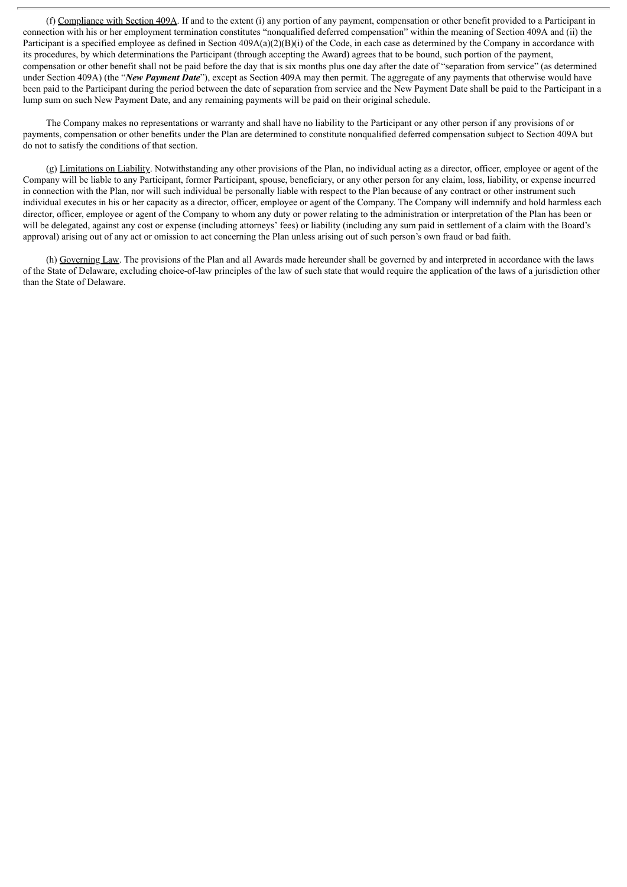(f) Compliance with Section 409A. If and to the extent (i) any portion of any payment, compensation or other benefit provided to a Participant in connection with his or her employment termination constitutes "nonqualified deferred compensation" within the meaning of Section 409A and (ii) the Participant is a specified employee as defined in Section 409A(a)(2)(B)(i) of the Code, in each case as determined by the Company in accordance with its procedures, by which determinations the Participant (through accepting the Award) agrees that to be bound, such portion of the payment, compensation or other benefit shall not be paid before the day that is six months plus one day after the date of "separation from service" (as determined under Section 409A) (the "***New Payment Date***"), except as Section 409A may then permit. The aggregate of any payments that otherwise would have been paid to the Participant during the period between the date of separation from service and the New Payment Date shall be paid to the Participant in a lump sum on such New Payment Date, and any remaining payments will be paid on their original schedule.

The Company makes no representations or warranty and shall have no liability to the Participant or any other person if any provisions of or payments, compensation or other benefits under the Plan are determined to constitute nonqualified deferred compensation subject to Section 409A but do not to satisfy the conditions of that section.

(g) Limitations on Liability. Notwithstanding any other provisions of the Plan, no individual acting as a director, officer, employee or agent of the Company will be liable to any Participant, former Participant, spouse, beneficiary, or any other person for any claim, loss, liability, or expense incurred in connection with the Plan, nor will such individual be personally liable with respect to the Plan because of any contract or other instrument such individual executes in his or her capacity as a director, officer, employee or agent of the Company. The Company will indemnify and hold harmless each director, officer, employee or agent of the Company to whom any duty or power relating to the administration or interpretation of the Plan has been or will be delegated, against any cost or expense (including attorneys' fees) or liability (including any sum paid in settlement of a claim with the Board's approval) arising out of any act or omission to act concerning the Plan unless arising out of such person's own fraud or bad faith.

(h) Governing Law. The provisions of the Plan and all Awards made hereunder shall be governed by and interpreted in accordance with the laws of the State of Delaware, excluding choice-of-law principles of the law of such state that would require the application of the laws of a jurisdiction other than the State of Delaware.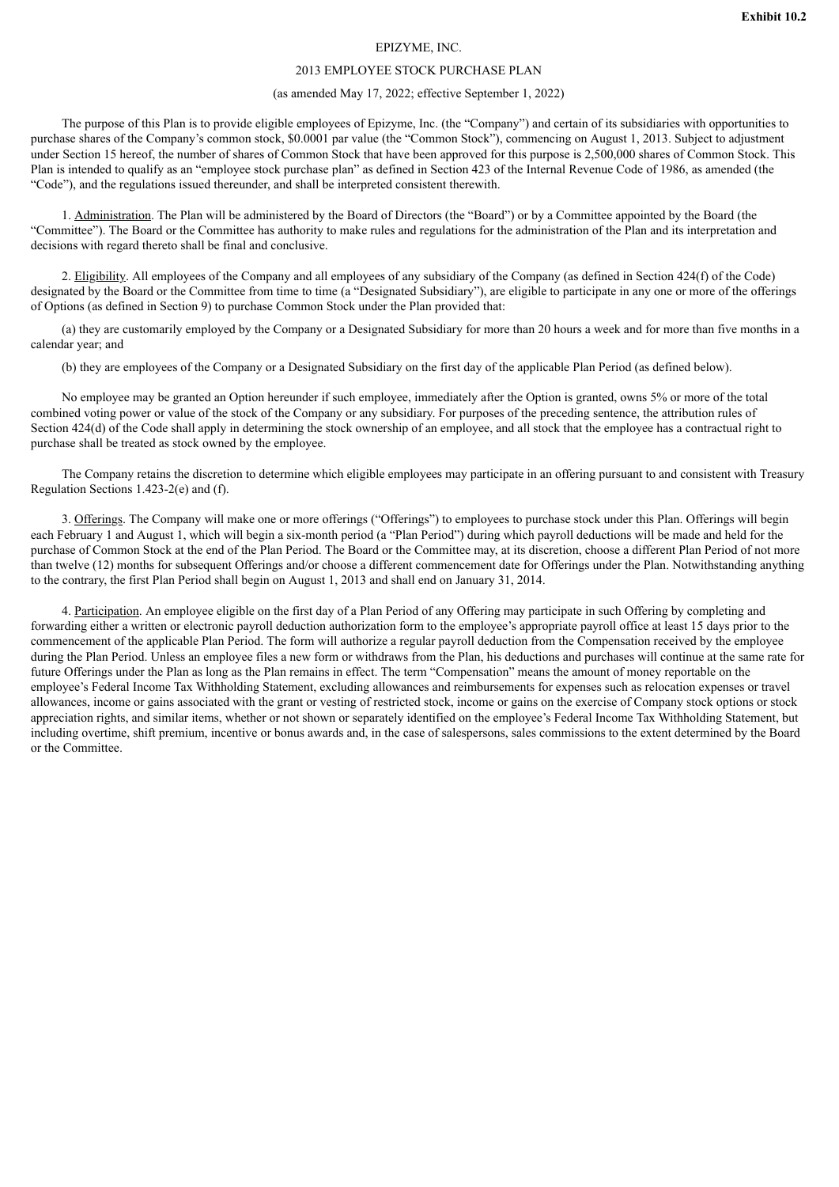**Exhibit 10.2**

EPIZYME, INC.

2013 EMPLOYEE STOCK PURCHASE PLAN

(as amended May 17, 2022; effective September 1, 2022)

The purpose of this Plan is to provide eligible employees of Epizyme, Inc. (the "Company") and certain of its subsidiaries with opportunities to purchase shares of the Company's common stock, $0.0001 par value (the "Common Stock"), commencing on August 1, 2013. Subject to adjustment under Section 15 hereof, the number of shares of Common Stock that have been approved for this purpose is 2,500,000 shares of Common Stock. This Plan is intended to qualify as an "employee stock purchase plan" as defined in Section 423 of the Internal Revenue Code of 1986, as amended (the "Code"), and the regulations issued thereunder, and shall be interpreted consistent therewith.

1. Administration. The Plan will be administered by the Board of Directors (the "Board") or by a Committee appointed by the Board (the "Committee"). The Board or the Committee has authority to make rules and regulations for the administration of the Plan and its interpretation and decisions with regard thereto shall be final and conclusive.

2. Eligibility. All employees of the Company and all employees of any subsidiary of the Company (as defined in Section 424(f) of the Code) designated by the Board or the Committee from time to time (a "Designated Subsidiary"), are eligible to participate in any one or more of the offerings of Options (as defined in Section 9) to purchase Common Stock under the Plan provided that:

(a) they are customarily employed by the Company or a Designated Subsidiary for more than 20 hours a week and for more than five months in a calendar year; and

(b) they are employees of the Company or a Designated Subsidiary on the first day of the applicable Plan Period (as defined below).

No employee may be granted an Option hereunder if such employee, immediately after the Option is granted, owns 5% or more of the total combined voting power or value of the stock of the Company or any subsidiary. For purposes of the preceding sentence, the attribution rules of Section 424(d) of the Code shall apply in determining the stock ownership of an employee, and all stock that the employee has a contractual right to purchase shall be treated as stock owned by the employee.

The Company retains the discretion to determine which eligible employees may participate in an offering pursuant to and consistent with Treasury Regulation Sections 1.423-2(e) and (f).

3. Offerings. The Company will make one or more offerings ("Offerings") to employees to purchase stock under this Plan. Offerings will begin each February 1 and August 1, which will begin a six-month period (a "Plan Period") during which payroll deductions will be made and held for the purchase of Common Stock at the end of the Plan Period. The Board or the Committee may, at its discretion, choose a different Plan Period of not more than twelve (12) months for subsequent Offerings and/or choose a different commencement date for Offerings under the Plan. Notwithstanding anything to the contrary, the first Plan Period shall begin on August 1, 2013 and shall end on January 31, 2014.

4. Participation. An employee eligible on the first day of a Plan Period of any Offering may participate in such Offering by completing and forwarding either a written or electronic payroll deduction authorization form to the employee's appropriate payroll office at least 15 days prior to the commencement of the applicable Plan Period. The form will authorize a regular payroll deduction from the Compensation received by the employee during the Plan Period. Unless an employee files a new form or withdraws from the Plan, his deductions and purchases will continue at the same rate for future Offerings under the Plan as long as the Plan remains in effect. The term "Compensation" means the amount of money reportable on the employee's Federal Income Tax Withholding Statement, excluding allowances and reimbursements for expenses such as relocation expenses or travel allowances, income or gains associated with the grant or vesting of restricted stock, income or gains on the exercise of Company stock options or stock appreciation rights, and similar items, whether or not shown or separately identified on the employee's Federal Income Tax Withholding Statement, but including overtime, shift premium, incentive or bonus awards and, in the case of salespersons, sales commissions to the extent determined by the Board or the Committee.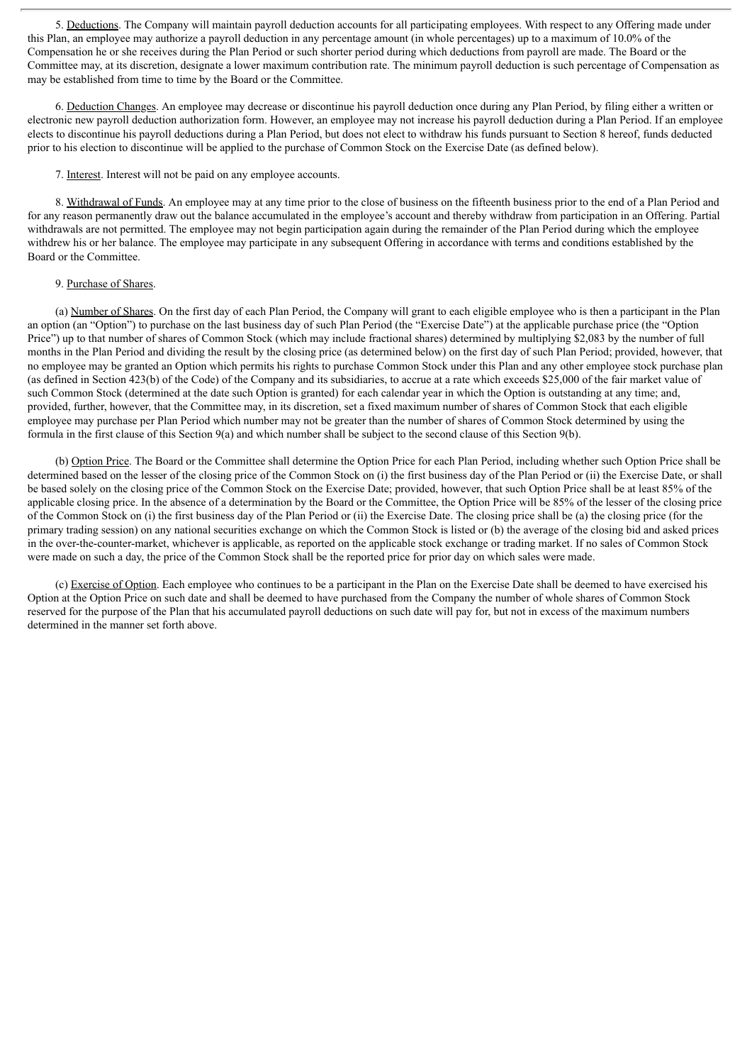5. Deductions. The Company will maintain payroll deduction accounts for all participating employees. With respect to any Offering made under this Plan, an employee may authorize a payroll deduction in any percentage amount (in whole percentages) up to a maximum of 10.0% of the Compensation he or she receives during the Plan Period or such shorter period during which deductions from payroll are made. The Board or the Committee may, at its discretion, designate a lower maximum contribution rate. The minimum payroll deduction is such percentage of Compensation as may be established from time to time by the Board or the Committee.

6. Deduction Changes. An employee may decrease or discontinue his payroll deduction once during any Plan Period, by filing either a written or electronic new payroll deduction authorization form. However, an employee may not increase his payroll deduction during a Plan Period. If an employee elects to discontinue his payroll deductions during a Plan Period, but does not elect to withdraw his funds pursuant to Section 8 hereof, funds deducted prior to his election to discontinue will be applied to the purchase of Common Stock on the Exercise Date (as defined below).

7. Interest. Interest will not be paid on any employee accounts.

8. Withdrawal of Funds. An employee may at any time prior to the close of business on the fifteenth business prior to the end of a Plan Period and for any reason permanently draw out the balance accumulated in the employee's account and thereby withdraw from participation in an Offering. Partial withdrawals are not permitted. The employee may not begin participation again during the remainder of the Plan Period during which the employee withdrew his or her balance. The employee may participate in any subsequent Offering in accordance with terms and conditions established by the Board or the Committee.

9. Purchase of Shares.

(a) Number of Shares. On the first day of each Plan Period, the Company will grant to each eligible employee who is then a participant in the Plan an option (an "Option") to purchase on the last business day of such Plan Period (the "Exercise Date") at the applicable purchase price (the "Option Price") up to that number of shares of Common Stock (which may include fractional shares) determined by multiplying $2,083 by the number of full months in the Plan Period and dividing the result by the closing price (as determined below) on the first day of such Plan Period; provided, however, that no employee may be granted an Option which permits his rights to purchase Common Stock under this Plan and any other employee stock purchase plan (as defined in Section 423(b) of the Code) of the Company and its subsidiaries, to accrue at a rate which exceeds $25,000 of the fair market value of such Common Stock (determined at the date such Option is granted) for each calendar year in which the Option is outstanding at any time; and, provided, further, however, that the Committee may, in its discretion, set a fixed maximum number of shares of Common Stock that each eligible employee may purchase per Plan Period which number may not be greater than the number of shares of Common Stock determined by using the formula in the first clause of this Section 9(a) and which number shall be subject to the second clause of this Section 9(b).

(b) Option Price. The Board or the Committee shall determine the Option Price for each Plan Period, including whether such Option Price shall be determined based on the lesser of the closing price of the Common Stock on (i) the first business day of the Plan Period or (ii) the Exercise Date, or shall be based solely on the closing price of the Common Stock on the Exercise Date; provided, however, that such Option Price shall be at least 85% of the applicable closing price. In the absence of a determination by the Board or the Committee, the Option Price will be 85% of the lesser of the closing price of the Common Stock on (i) the first business day of the Plan Period or (ii) the Exercise Date. The closing price shall be (a) the closing price (for the primary trading session) on any national securities exchange on which the Common Stock is listed or (b) the average of the closing bid and asked prices in the over-the-counter-market, whichever is applicable, as reported on the applicable stock exchange or trading market. If no sales of Common Stock were made on such a day, the price of the Common Stock shall be the reported price for prior day on which sales were made.

(c) Exercise of Option. Each employee who continues to be a participant in the Plan on the Exercise Date shall be deemed to have exercised his Option at the Option Price on such date and shall be deemed to have purchased from the Company the number of whole shares of Common Stock reserved for the purpose of the Plan that his accumulated payroll deductions on such date will pay for, but not in excess of the maximum numbers determined in the manner set forth above.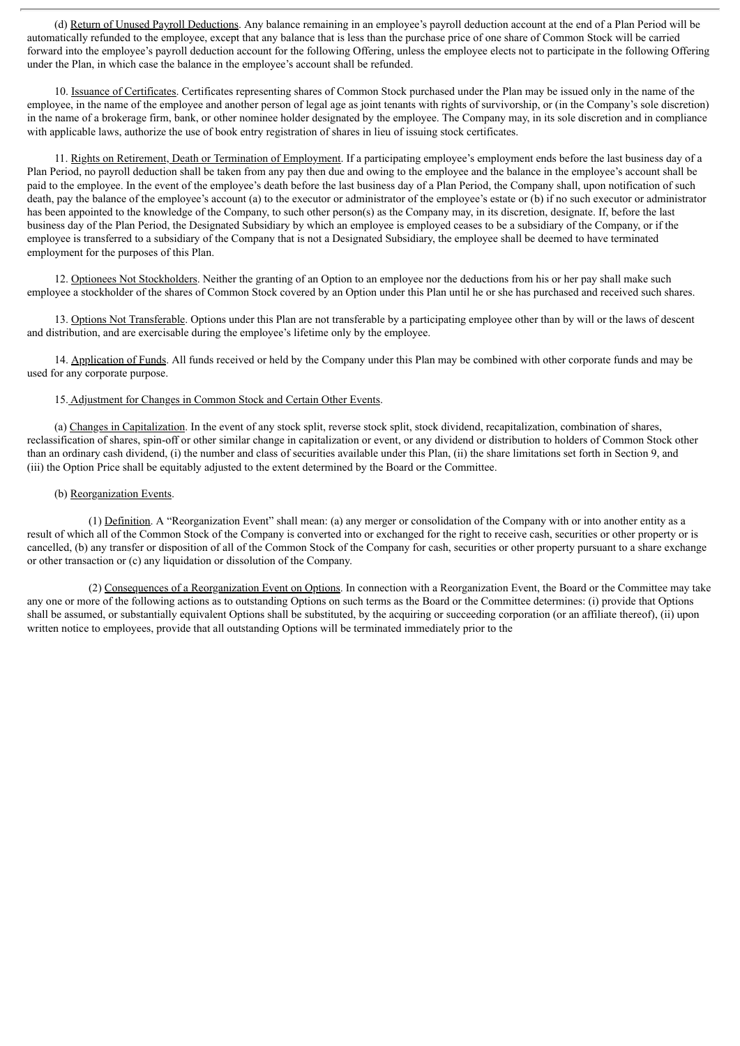(d) Return of Unused Payroll Deductions. Any balance remaining in an employee's payroll deduction account at the end of a Plan Period will be automatically refunded to the employee, except that any balance that is less than the purchase price of one share of Common Stock will be carried forward into the employee's payroll deduction account for the following Offering, unless the employee elects not to participate in the following Offering under the Plan, in which case the balance in the employee's account shall be refunded.

10. Issuance of Certificates. Certificates representing shares of Common Stock purchased under the Plan may be issued only in the name of the employee, in the name of the employee and another person of legal age as joint tenants with rights of survivorship, or (in the Company's sole discretion) in the name of a brokerage firm, bank, or other nominee holder designated by the employee. The Company may, in its sole discretion and in compliance with applicable laws, authorize the use of book entry registration of shares in lieu of issuing stock certificates.

11. Rights on Retirement, Death or Termination of Employment. If a participating employee's employment ends before the last business day of a Plan Period, no payroll deduction shall be taken from any pay then due and owing to the employee and the balance in the employee's account shall be paid to the employee. In the event of the employee's death before the last business day of a Plan Period, the Company shall, upon notification of such death, pay the balance of the employee's account (a) to the executor or administrator of the employee's estate or (b) if no such executor or administrator has been appointed to the knowledge of the Company, to such other person(s) as the Company may, in its discretion, designate. If, before the last business day of the Plan Period, the Designated Subsidiary by which an employee is employed ceases to be a subsidiary of the Company, or if the employee is transferred to a subsidiary of the Company that is not a Designated Subsidiary, the employee shall be deemed to have terminated employment for the purposes of this Plan.

12. Optionees Not Stockholders. Neither the granting of an Option to an employee nor the deductions from his or her pay shall make such employee a stockholder of the shares of Common Stock covered by an Option under this Plan until he or she has purchased and received such shares.

13. Options Not Transferable. Options under this Plan are not transferable by a participating employee other than by will or the laws of descent and distribution, and are exercisable during the employee's lifetime only by the employee.

14. Application of Funds. All funds received or held by the Company under this Plan may be combined with other corporate funds and may be used for any corporate purpose.

15. Adjustment for Changes in Common Stock and Certain Other Events.

(a) Changes in Capitalization. In the event of any stock split, reverse stock split, stock dividend, recapitalization, combination of shares, reclassification of shares, spin-off or other similar change in capitalization or event, or any dividend or distribution to holders of Common Stock other than an ordinary cash dividend, (i) the number and class of securities available under this Plan, (ii) the share limitations set forth in Section 9, and (iii) the Option Price shall be equitably adjusted to the extent determined by the Board or the Committee.

(b) Reorganization Events.

(1) Definition. A "Reorganization Event" shall mean: (a) any merger or consolidation of the Company with or into another entity as a result of which all of the Common Stock of the Company is converted into or exchanged for the right to receive cash, securities or other property or is cancelled, (b) any transfer or disposition of all of the Common Stock of the Company for cash, securities or other property pursuant to a share exchange or other transaction or (c) any liquidation or dissolution of the Company.

(2) Consequences of a Reorganization Event on Options. In connection with a Reorganization Event, the Board or the Committee may take any one or more of the following actions as to outstanding Options on such terms as the Board or the Committee determines: (i) provide that Options shall be assumed, or substantially equivalent Options shall be substituted, by the acquiring or succeeding corporation (or an affiliate thereof), (ii) upon written notice to employees, provide that all outstanding Options will be terminated immediately prior to the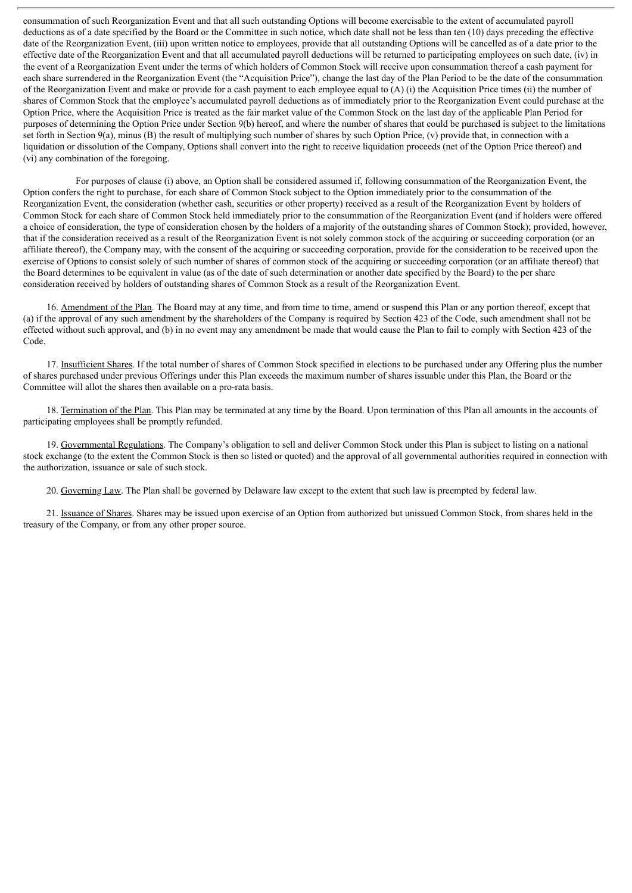consummation of such Reorganization Event and that all such outstanding Options will become exercisable to the extent of accumulated payroll deductions as of a date specified by the Board or the Committee in such notice, which date shall not be less than ten (10) days preceding the effective date of the Reorganization Event, (iii) upon written notice to employees, provide that all outstanding Options will be cancelled as of a date prior to the effective date of the Reorganization Event and that all accumulated payroll deductions will be returned to participating employees on such date, (iv) in the event of a Reorganization Event under the terms of which holders of Common Stock will receive upon consummation thereof a cash payment for each share surrendered in the Reorganization Event (the "Acquisition Price"), change the last day of the Plan Period to be the date of the consummation of the Reorganization Event and make or provide for a cash payment to each employee equal to (A) (i) the Acquisition Price times (ii) the number of shares of Common Stock that the employee's accumulated payroll deductions as of immediately prior to the Reorganization Event could purchase at the Option Price, where the Acquisition Price is treated as the fair market value of the Common Stock on the last day of the applicable Plan Period for purposes of determining the Option Price under Section 9(b) hereof, and where the number of shares that could be purchased is subject to the limitations set forth in Section 9(a), minus (B) the result of multiplying such number of shares by such Option Price, (v) provide that, in connection with a liquidation or dissolution of the Company, Options shall convert into the right to receive liquidation proceeds (net of the Option Price thereof) and (vi) any combination of the foregoing.

For purposes of clause (i) above, an Option shall be considered assumed if, following consummation of the Reorganization Event, the Option confers the right to purchase, for each share of Common Stock subject to the Option immediately prior to the consummation of the Reorganization Event, the consideration (whether cash, securities or other property) received as a result of the Reorganization Event by holders of Common Stock for each share of Common Stock held immediately prior to the consummation of the Reorganization Event (and if holders were offered a choice of consideration, the type of consideration chosen by the holders of a majority of the outstanding shares of Common Stock); provided, however, that if the consideration received as a result of the Reorganization Event is not solely common stock of the acquiring or succeeding corporation (or an affiliate thereof), the Company may, with the consent of the acquiring or succeeding corporation, provide for the consideration to be received upon the exercise of Options to consist solely of such number of shares of common stock of the acquiring or succeeding corporation (or an affiliate thereof) that the Board determines to be equivalent in value (as of the date of such determination or another date specified by the Board) to the per share consideration received by holders of outstanding shares of Common Stock as a result of the Reorganization Event.

16. Amendment of the Plan. The Board may at any time, and from time to time, amend or suspend this Plan or any portion thereof, except that (a) if the approval of any such amendment by the shareholders of the Company is required by Section 423 of the Code, such amendment shall not be effected without such approval, and (b) in no event may any amendment be made that would cause the Plan to fail to comply with Section 423 of the Code.

17. Insufficient Shares. If the total number of shares of Common Stock specified in elections to be purchased under any Offering plus the number of shares purchased under previous Offerings under this Plan exceeds the maximum number of shares issuable under this Plan, the Board or the Committee will allot the shares then available on a pro-rata basis.

18. Termination of the Plan. This Plan may be terminated at any time by the Board. Upon termination of this Plan all amounts in the accounts of participating employees shall be promptly refunded.

19. Governmental Regulations. The Company's obligation to sell and deliver Common Stock under this Plan is subject to listing on a national stock exchange (to the extent the Common Stock is then so listed or quoted) and the approval of all governmental authorities required in connection with the authorization, issuance or sale of such stock.

20. Governing Law. The Plan shall be governed by Delaware law except to the extent that such law is preempted by federal law.

21. Issuance of Shares. Shares may be issued upon exercise of an Option from authorized but unissued Common Stock, from shares held in the treasury of the Company, or from any other proper source.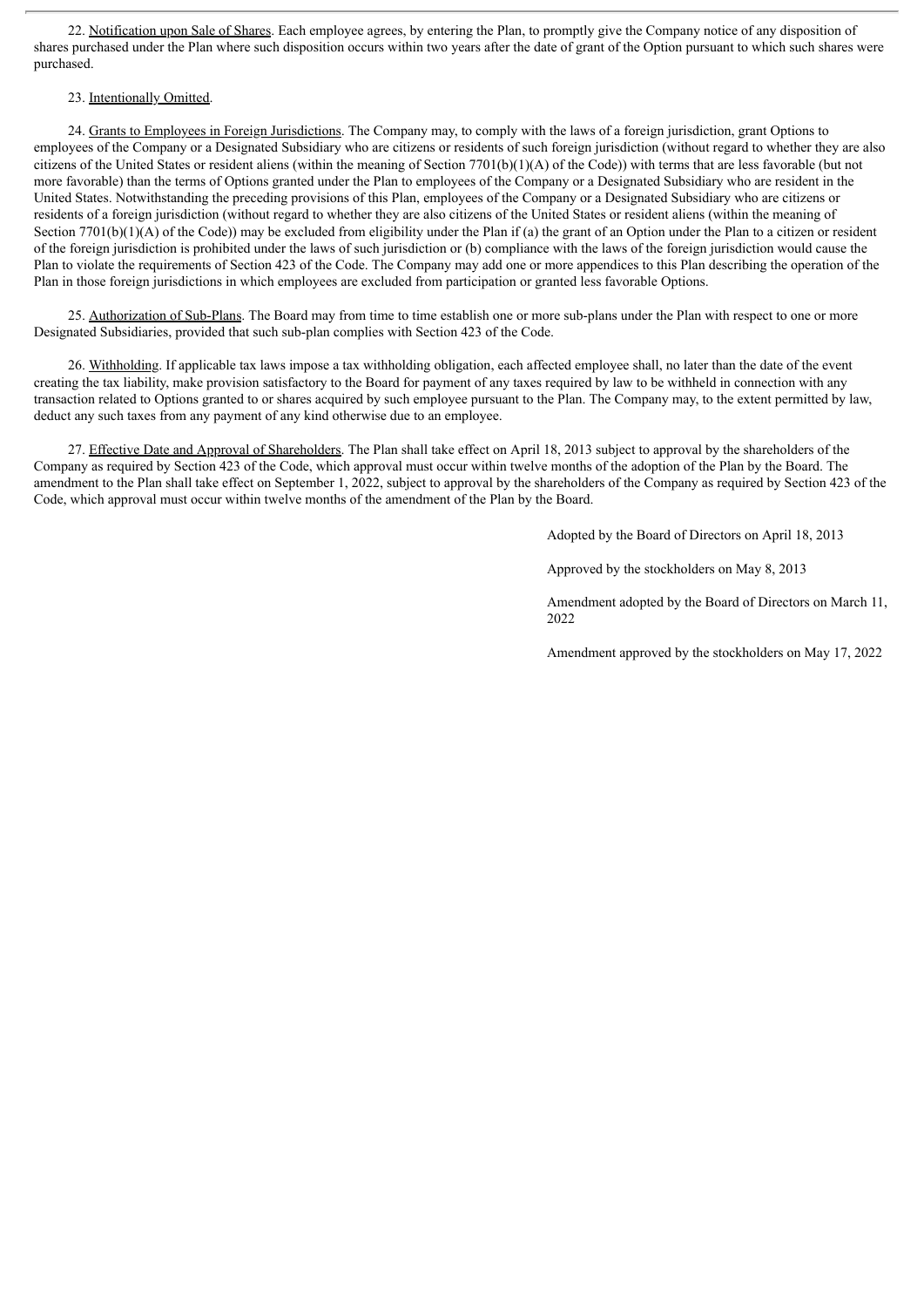22. Notification upon Sale of Shares. Each employee agrees, by entering the Plan, to promptly give the Company notice of any disposition of shares purchased under the Plan where such disposition occurs within two years after the date of grant of the Option pursuant to which such shares were purchased.

23. Intentionally Omitted.

24. Grants to Employees in Foreign Jurisdictions. The Company may, to comply with the laws of a foreign jurisdiction, grant Options to employees of the Company or a Designated Subsidiary who are citizens or residents of such foreign jurisdiction (without regard to whether they are also citizens of the United States or resident aliens (within the meaning of Section 7701(b)(1)(A) of the Code)) with terms that are less favorable (but not more favorable) than the terms of Options granted under the Plan to employees of the Company or a Designated Subsidiary who are resident in the United States. Notwithstanding the preceding provisions of this Plan, employees of the Company or a Designated Subsidiary who are citizens or residents of a foreign jurisdiction (without regard to whether they are also citizens of the United States or resident aliens (within the meaning of Section 7701(b)(1)(A) of the Code)) may be excluded from eligibility under the Plan if (a) the grant of an Option under the Plan to a citizen or resident of the foreign jurisdiction is prohibited under the laws of such jurisdiction or (b) compliance with the laws of the foreign jurisdiction would cause the Plan to violate the requirements of Section 423 of the Code. The Company may add one or more appendices to this Plan describing the operation of the Plan in those foreign jurisdictions in which employees are excluded from participation or granted less favorable Options.

25. Authorization of Sub-Plans. The Board may from time to time establish one or more sub-plans under the Plan with respect to one or more Designated Subsidiaries, provided that such sub-plan complies with Section 423 of the Code.

26. Withholding. If applicable tax laws impose a tax withholding obligation, each affected employee shall, no later than the date of the event creating the tax liability, make provision satisfactory to the Board for payment of any taxes required by law to be withheld in connection with any transaction related to Options granted to or shares acquired by such employee pursuant to the Plan. The Company may, to the extent permitted by law, deduct any such taxes from any payment of any kind otherwise due to an employee.

27. Effective Date and Approval of Shareholders. The Plan shall take effect on April 18, 2013 subject to approval by the shareholders of the Company as required by Section 423 of the Code, which approval must occur within twelve months of the adoption of the Plan by the Board. The amendment to the Plan shall take effect on September 1, 2022, subject to approval by the shareholders of the Company as required by Section 423 of the Code, which approval must occur within twelve months of the amendment of the Plan by the Board.

Adopted by the Board of Directors on April 18, 2013

Approved by the stockholders on May 8, 2013

Amendment adopted by the Board of Directors on March 11, 2022

Amendment approved by the stockholders on May 17, 2022